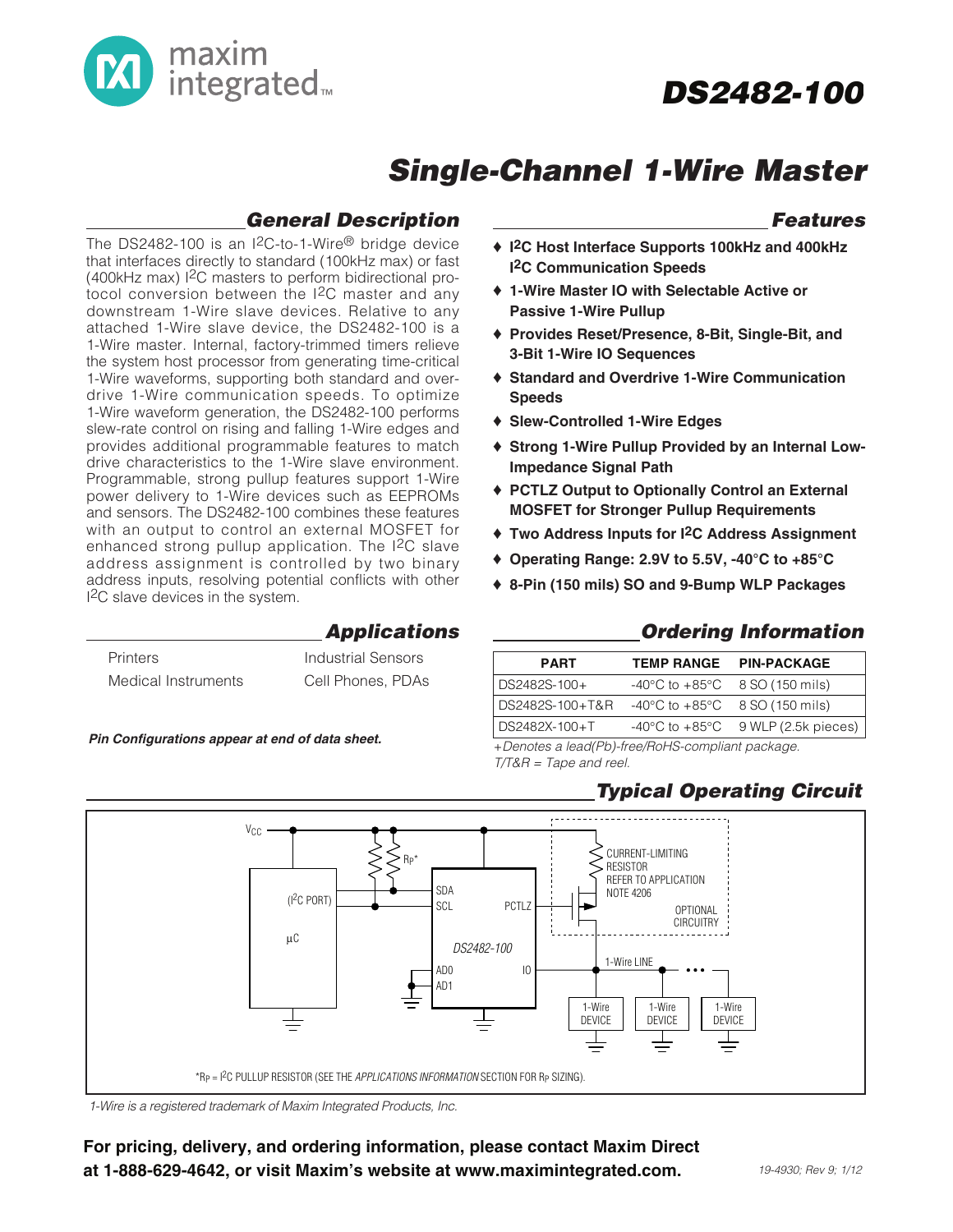# DS2482-100

## Single-Channel 1-Wire Master

### General Description

The DS2482-100 is an I²C-to-1-Wire® bridge device that interfaces directly to standard (100kHz max) or fast (400kHz max) I²C masters to perform bidirectional protocol conversion between the I²C master and any downstream 1-Wire slave devices. Relative to any attached 1-Wire slave device, the DS2482-100 is a 1-Wire master. Internal, factory-trimmed timers relieve the system host processor from generating time-critical 1-Wire waveforms, supporting both standard and overdrive 1-Wire communication speeds. To optimize 1-Wire waveform generation, the DS2482-100 performs slew-rate control on rising and falling 1-Wire edges and provides additional programmable features to match drive characteristics to the 1-Wire slave environment. Programmable, strong pullup features support 1-Wire power delivery to 1-Wire devices such as EEPROMs and sensors. The DS2482-100 combines these features with an output to control an external MOSFET for enhanced strong pullup application. The I²C slave address assignment is controlled by two binary address inputs, resolving potential conflicts with other I²C slave devices in the system.

### Applications

- Printers
- Medical Instruments
- Industrial Sensors
- Cell Phones, PDAs

***Pin Configurations appear at end of data sheet.***

### Features

- **I²C Host Interface Supports 100kHz and 400kHz I²C Communication Speeds**
- **1-Wire Master IO with Selectable Active or Passive 1-Wire Pullup**
- **Provides Reset/Presence, 8-Bit, Single-Bit, and 3-Bit 1-Wire IO Sequences**
- **Standard and Overdrive 1-Wire Communication Speeds**
- **Slew-Controlled 1-Wire Edges**
- **Strong 1-Wire Pullup Provided by an Internal Low-Impedance Signal Path**
- **PCTLZ Output to Optionally Control an External MOSFET for Stronger Pullup Requirements**
- **Two Address Inputs for I²C Address Assignment**
- **Operating Range: 2.9V to 5.5V, -40°C to +85°C**
- **8-Pin (150 mils) SO and 9-Bump WLP Packages**

### Ordering Information

| PART | TEMP RANGE | PIN-PACKAGE |
|---|---|---|
| DS2482S-100+ | -40°C to +85°C | 8 SO (150 mils) |
| DS2482S-100+T&R | -40°C to +85°C | 8 SO (150 mils) |
| DS2482X-100+T | -40°C to +85°C | 9 WLP (2.5k pieces) |

*+Denotes a lead(Pb)-free/RoHS-compliant package.*
*T/T&R = Tape and reel.*

### Typical Operating Circuit

$V_{CC}$; $R_P$*; SDA; SCL; (I²C PORT); µC; DS2482-100; PCTLZ; AD0; AD1; IO; CURRENT-LIMITING RESISTOR REFER TO APPLICATION NOTE 4206; OPTIONAL CIRCUITRY; 1-Wire LINE; 1-Wire DEVICE; 1-Wire DEVICE; 1-Wire DEVICE

*$R_P$ = I²C PULLUP RESISTOR (SEE THE *APPLICATIONS INFORMATION* SECTION FOR $R_P$ SIZING).

*1-Wire is a registered trademark of Maxim Integrated Products, Inc.*

**For pricing, delivery, and ordering information, please contact Maxim Direct at 1-888-629-4642, or visit Maxim's website at www.maximintegrated.com.**

19-4930; Rev 9; 1/12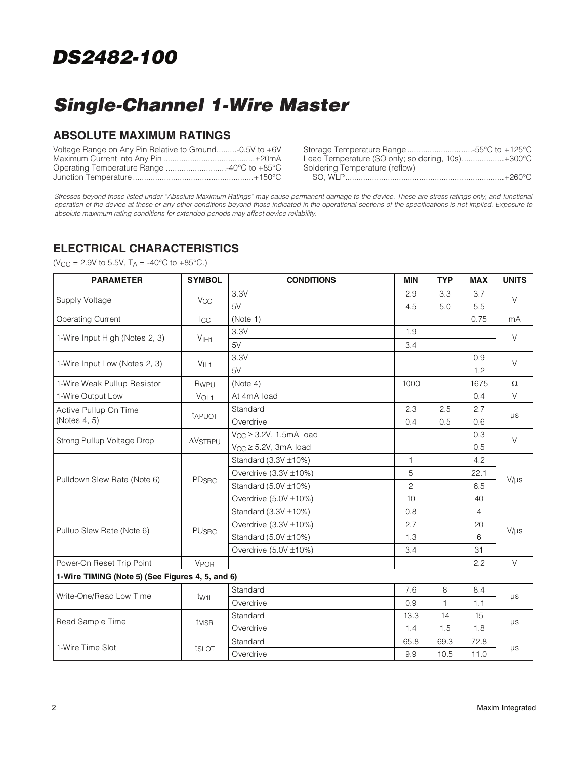# DS2482-100

# Single-Channel 1-Wire Master

## ABSOLUTE MAXIMUM RATINGS

Voltage Range on Any Pin Relative to Ground.........-0.5V to +6V
Maximum Current into Any Pin ........................................±20mA
Operating Temperature Range ...........................-40°C to +85°C
Junction Temperature.....................................................+150°C
Storage Temperature Range ............................-55°C to +125°C
Lead Temperature (SO only; soldering, 10s)..................+300°C
Soldering Temperature (reflow)
SO, WLP......................................................................+260°C

*Stresses beyond those listed under "Absolute Maximum Ratings" may cause permanent damage to the device. These are stress ratings only, and functional operation of the device at these or any other conditions beyond those indicated in the operational sections of the specifications is not implied. Exposure to absolute maximum rating conditions for extended periods may affect device reliability.*

## ELECTRICAL CHARACTERISTICS

($V_{CC}$ = 2.9V to 5.5V, $T_A$ = -40°C to +85°C.)

| PARAMETER | SYMBOL | CONDITIONS | MIN | TYP | MAX | UNITS |
|---|---|---|---|---|---|---|
| Supply Voltage | $V_{CC}$ | 3.3V | 2.9 | 3.3 | 3.7 | V |
| | | 5V | 4.5 | 5.0 | 5.5 | |
| Operating Current | $I_{CC}$ | (Note 1) | | | 0.75 | mA |
| 1-Wire Input High (Notes 2, 3) | $V_{IH1}$ | 3.3V | 1.9 | | | V |
| | | 5V | 3.4 | | | |
| 1-Wire Input Low (Notes 2, 3) | $V_{IL1}$ | 3.3V | | | 0.9 | V |
| | | 5V | | | 1.2 | |
| 1-Wire Weak Pullup Resistor | $R_{WPU}$ | (Note 4) | 1000 | | 1675 | Ω |
| 1-Wire Output Low | $V_{OL1}$ | At 4mA load | | | 0.4 | V |
| Active Pullup On Time (Notes 4, 5) | $t_{APUOT}$ | Standard | 2.3 | 2.5 | 2.7 | µs |
| | | Overdrive | 0.4 | 0.5 | 0.6 | |
| Strong Pullup Voltage Drop | $\Delta V_{STRPU}$ | $V_{CC}$ ≥ 3.2V, 1.5mA load | | | 0.3 | V |
| | | $V_{CC}$ ≥ 5.2V, 3mA load | | | 0.5 | |
| Pulldown Slew Rate (Note 6) | $PD_{SRC}$ | Standard (3.3V ±10%) | 1 | | 4.2 | V/µs |
| | | Overdrive (3.3V ±10%) | 5 | | 22.1 | |
| | | Standard (5.0V ±10%) | 2 | | 6.5 | |
| | | Overdrive (5.0V ±10%) | 10 | | 40 | |
| Pullup Slew Rate (Note 6) | $PU_{SRC}$ | Standard (3.3V ±10%) | 0.8 | | 4 | V/µs |
| | | Overdrive (3.3V ±10%) | 2.7 | | 20 | |
| | | Standard (5.0V ±10%) | 1.3 | | 6 | |
| | | Overdrive (5.0V ±10%) | 3.4 | | 31 | |
| Power-On Reset Trip Point | $V_{POR}$ | | | | 2.2 | V |
| **1-Wire TIMING (Note 5) (See Figures 4, 5, and 6)** | | | | | | |
| Write-One/Read Low Time | $t_{W1L}$ | Standard | 7.6 | 8 | 8.4 | µs |
| | | Overdrive | 0.9 | 1 | 1.1 | |
| Read Sample Time | $t_{MSR}$ | Standard | 13.3 | 14 | 15 | µs |
| | | Overdrive | 1.4 | 1.5 | 1.8 | |
| 1-Wire Time Slot | $t_{SLOT}$ | Standard | 65.8 | 69.3 | 72.8 | µs |
| | | Overdrive | 9.9 | 10.5 | 11.0 | |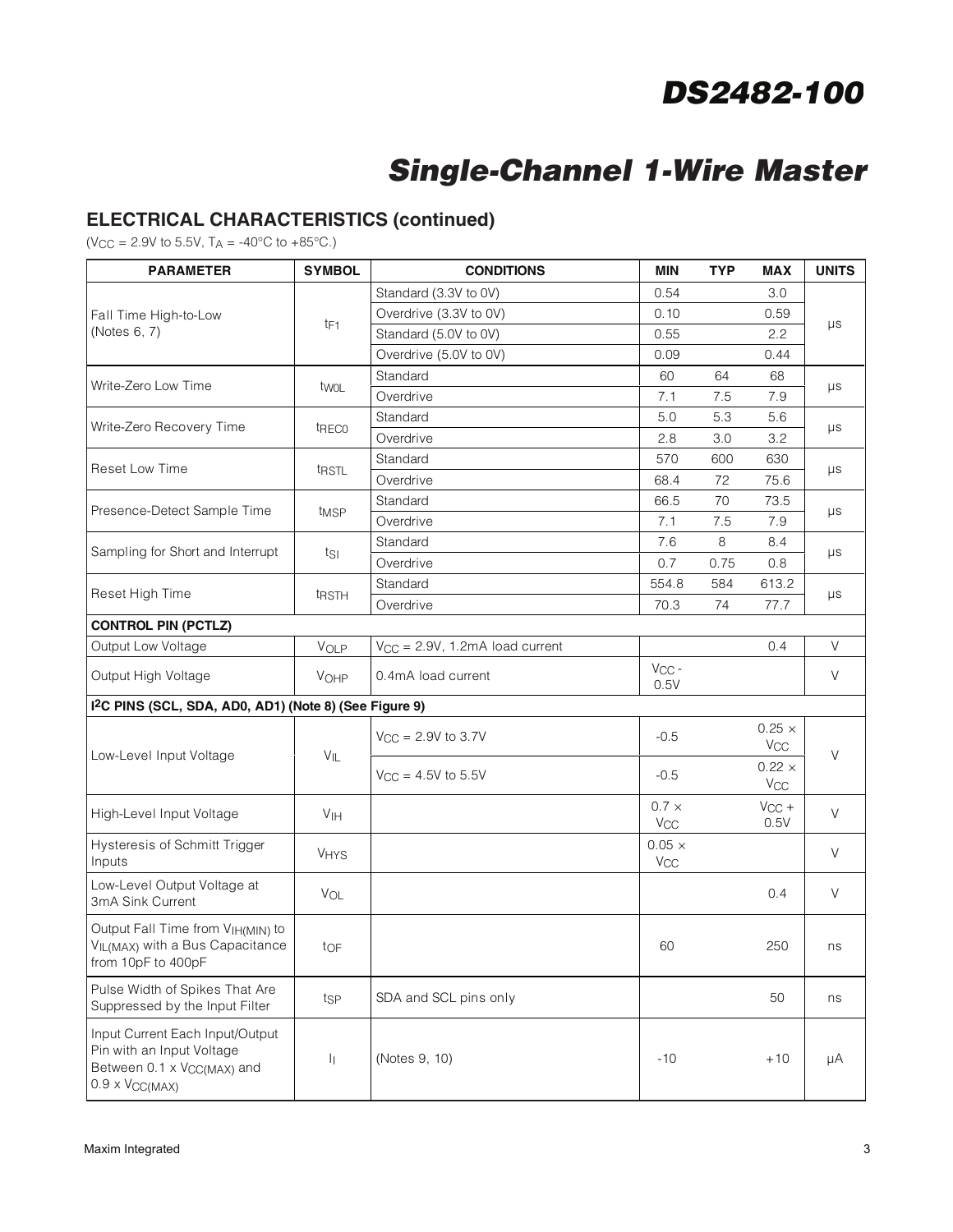# DS2482-100

## Single-Channel 1-Wire Master

### ELECTRICAL CHARACTERISTICS (continued)

($V_{CC}$ = 2.9V to 5.5V, $T_A$ = -40°C to +85°C.)

| PARAMETER | SYMBOL | CONDITIONS | MIN | TYP | MAX | UNITS |
|---|---|---|---|---|---|---|
| Fall Time High-to-Low (Notes 6, 7) | $t_{F1}$ | Standard (3.3V to 0V) | 0.54 | | 3.0 | µs |
| | | Overdrive (3.3V to 0V) | 0.10 | | 0.59 | |
| | | Standard (5.0V to 0V) | 0.55 | | 2.2 | |
| | | Overdrive (5.0V to 0V) | 0.09 | | 0.44 | |
| Write-Zero Low Time | $t_{W0L}$ | Standard | 60 | 64 | 68 | µs |
| | | Overdrive | 7.1 | 7.5 | 7.9 | |
| Write-Zero Recovery Time | $t_{REC0}$ | Standard | 5.0 | 5.3 | 5.6 | µs |
| | | Overdrive | 2.8 | 3.0 | 3.2 | |
| Reset Low Time | $t_{RSTL}$ | Standard | 570 | 600 | 630 | µs |
| | | Overdrive | 68.4 | 72 | 75.6 | |
| Presence-Detect Sample Time | $t_{MSP}$ | Standard | 66.5 | 70 | 73.5 | µs |
| | | Overdrive | 7.1 | 7.5 | 7.9 | |
| Sampling for Short and Interrupt | $t_{SI}$ | Standard | 7.6 | 8 | 8.4 | µs |
| | | Overdrive | 0.7 | 0.75 | 0.8 | |
| Reset High Time | $t_{RSTH}$ | Standard | 554.8 | 584 | 613.2 | µs |
| | | Overdrive | 70.3 | 74 | 77.7 | |
| **CONTROL PIN (PCTLZ)** | | | | | | |
| Output Low Voltage | $V_{OLP}$ | $V_{CC}$ = 2.9V, 1.2mA load current | | | 0.4 | V |
| Output High Voltage | $V_{OHP}$ | 0.4mA load current | $V_{CC}$ - 0.5V | | | V |
| **I²C PINS (SCL, SDA, AD0, AD1) (Note 8) (See Figure 9)** | | | | | | |
| Low-Level Input Voltage | $V_{IL}$ | $V_{CC}$ = 2.9V to 3.7V | -0.5 | | 0.25 × $V_{CC}$ | V |
| | | $V_{CC}$ = 4.5V to 5.5V | -0.5 | | 0.22 × $V_{CC}$ | |
| High-Level Input Voltage | $V_{IH}$ | | 0.7 × $V_{CC}$ | | $V_{CC}$ + 0.5V | V |
| Hysteresis of Schmitt Trigger Inputs | $V_{HYS}$ | | 0.05 × $V_{CC}$ | | | V |
| Low-Level Output Voltage at 3mA Sink Current | $V_{OL}$ | | | | 0.4 | V |
| Output Fall Time from $V_{IH(MIN)}$ to $V_{IL(MAX)}$ with a Bus Capacitance from 10pF to 400pF | $t_{OF}$ | | 60 | | 250 | ns |
| Pulse Width of Spikes That Are Suppressed by the Input Filter | $t_{SP}$ | SDA and SCL pins only | | | 50 | ns |
| Input Current Each Input/Output Pin with an Input Voltage Between 0.1 x $V_{CC(MAX)}$ and 0.9 x $V_{CC(MAX)}$ | $I_I$ | (Notes 9, 10) | -10 | | +10 | µA |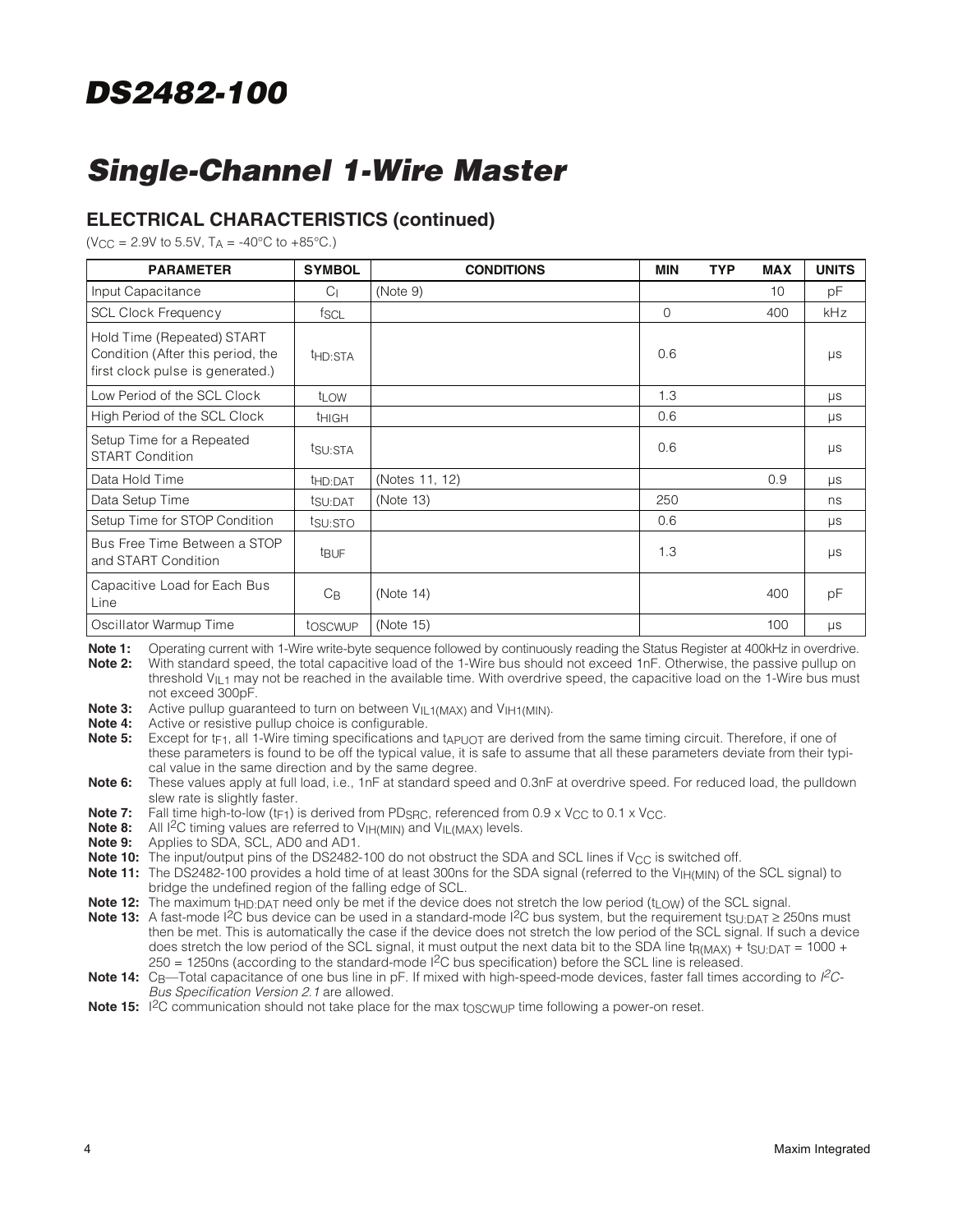# DS2482-100

# Single-Channel 1-Wire Master

## ELECTRICAL CHARACTERISTICS (continued)

($V_{CC}$ = 2.9V to 5.5V, $T_A$ = -40°C to +85°C.)

| PARAMETER | SYMBOL | CONDITIONS | MIN | TYP | MAX | UNITS |
|---|---|---|---|---|---|---|
| Input Capacitance | $C_I$ | (Note 9) | | | 10 | pF |
| SCL Clock Frequency | $f_{SCL}$ | | 0 | | 400 | kHz |
| Hold Time (Repeated) START Condition (After this period, the first clock pulse is generated.) | $t_{HD:STA}$ | | 0.6 | | | µs |
| Low Period of the SCL Clock | $t_{LOW}$ | | 1.3 | | | µs |
| High Period of the SCL Clock | $t_{HIGH}$ | | 0.6 | | | µs |
| Setup Time for a Repeated START Condition | $t_{SU:STA}$ | | 0.6 | | | µs |
| Data Hold Time | $t_{HD:DAT}$ | (Notes 11, 12) | | | 0.9 | µs |
| Data Setup Time | $t_{SU:DAT}$ | (Note 13) | 250 | | | ns |
| Setup Time for STOP Condition | $t_{SU:STO}$ | | 0.6 | | | µs |
| Bus Free Time Between a STOP and START Condition | $t_{BUF}$ | | 1.3 | | | µs |
| Capacitive Load for Each Bus Line | $C_B$ | (Note 14) | | | 400 | pF |
| Oscillator Warmup Time | $t_{OSCWUP}$ | (Note 15) | | | 100 | µs |

**Note 1:** Operating current with 1-Wire write-byte sequence followed by continuously reading the Status Register at 400kHz in overdrive.

**Note 2:** With standard speed, the total capacitive load of the 1-Wire bus should not exceed 1nF. Otherwise, the passive pullup on threshold $V_{IL1}$ may not be reached in the available time. With overdrive speed, the capacitive load on the 1-Wire bus must not exceed 300pF.

**Note 3:** Active pullup guaranteed to turn on between $V_{IL1(MAX)}$ and $V_{IH1(MIN)}$.

**Note 4:** Active or resistive pullup choice is configurable.

**Note 5:** Except for $t_{F1}$, all 1-Wire timing specifications and $t_{APUOT}$ are derived from the same timing circuit. Therefore, if one of these parameters is found to be off the typical value, it is safe to assume that all these parameters deviate from their typical value in the same direction and by the same degree.

**Note 6:** These values apply at full load, i.e., 1nF at standard speed and 0.3nF at overdrive speed. For reduced load, the pulldown slew rate is slightly faster.

**Note 7:** Fall time high-to-low ($t_{F1}$) is derived from $PD_{SRC}$, referenced from 0.9 x $V_{CC}$ to 0.1 x $V_{CC}$.

**Note 8:** All I²C timing values are referred to $V_{IH(MIN)}$ and $V_{IL(MAX)}$ levels.

**Note 9:** Applies to SDA, SCL, AD0 and AD1.

**Note 10:** The input/output pins of the DS2482-100 do not obstruct the SDA and SCL lines if $V_{CC}$ is switched off.

**Note 11:** The DS2482-100 provides a hold time of at least 300ns for the SDA signal (referred to the $V_{IH(MIN)}$ of the SCL signal) to bridge the undefined region of the falling edge of SCL.

**Note 12:** The maximum $t_{HD:DAT}$ need only be met if the device does not stretch the low period ($t_{LOW}$) of the SCL signal.

**Note 13:** A fast-mode I²C bus device can be used in a standard-mode I²C bus system, but the requirement $t_{SU:DAT} \geq$ 250ns must then be met. This is automatically the case if the device does not stretch the low period of the SCL signal. If such a device does stretch the low period of the SCL signal, it must output the next data bit to the SDA line $t_{R(MAX)} + t_{SU:DAT}$ = 1000 + 250 = 1250ns (according to the standard-mode I²C bus specification) before the SCL line is released.

**Note 14:** $C_B$—Total capacitance of one bus line in pF. If mixed with high-speed-mode devices, faster fall times according to *I²C-Bus Specification Version 2.1* are allowed.

**Note 15:** I²C communication should not take place for the max $t_{OSCWUP}$ time following a power-on reset.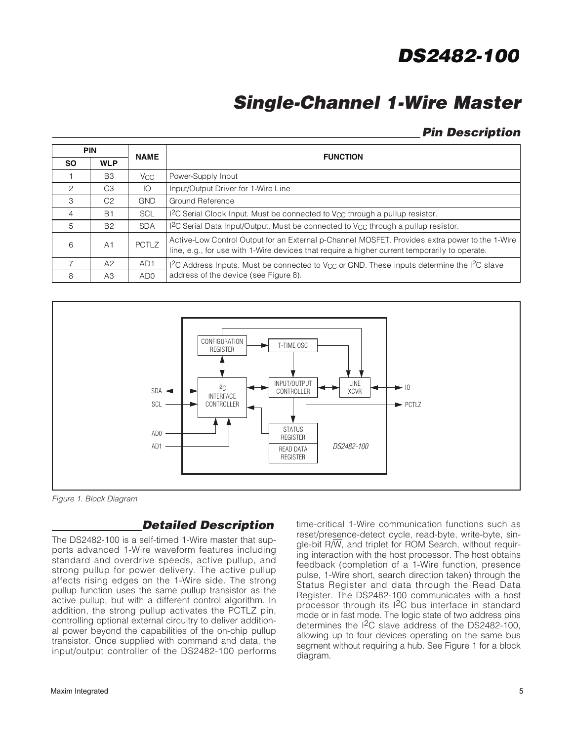## Pin Description

| PIN | | NAME | FUNCTION |
|---|---|---|---|
| SO | WLP | | |
| 1 | B3 | $V_{CC}$ | Power-Supply Input |
| 2 | C3 | IO | Input/Output Driver for 1-Wire Line |
| 3 | C2 | GND | Ground Reference |
| 4 | B1 | SCL | I[2]C Serial Clock Input. Must be connected to $V_{CC}$ through a pullup resistor. |
| 5 | B2 | SDA | I[2]C Serial Data Input/Output. Must be connected to $V_{CC}$ through a pullup resistor. |
| 6 | A1 | PCTLZ | Active-Low Control Output for an External p-Channel MOSFET. Provides extra power to the 1-Wire line, e.g., for use with 1-Wire devices that require a higher current temporarily to operate. |
| 7 | A2 | AD1 | I[2]C Address Inputs. Must be connected to $V_{CC}$ or GND. These inputs determine the I[2]C slave address of the device (see Figure 8). |
| 8 | A3 | AD0 | |

Figure 1. Block Diagram

## Detailed Description

The DS2482-100 is a self-timed 1-Wire master that supports advanced 1-Wire waveform features including standard and overdrive speeds, active pullup, and strong pullup for power delivery. The active pullup affects rising edges on the 1-Wire side. The strong pullup function uses the same pullup transistor as the active pullup, but with a different control algorithm. In addition, the strong pullup activates the PCTLZ pin, controlling optional external circuitry to deliver additional power beyond the capabilities of the on-chip pullup transistor. Once supplied with command and data, the input/output controller of the DS2482-100 performs time-critical 1-Wire communication functions such as reset/presence-detect cycle, read-byte, write-byte, single-bit R/W̄, and triplet for ROM Search, without requiring interaction with the host processor. The host obtains feedback (completion of a 1-Wire function, presence pulse, 1-Wire short, search direction taken) through the Status Register and data through the Read Data Register. The DS2482-100 communicates with a host processor through its I[2]C bus interface in standard mode or in fast mode. The logic state of two address pins determines the I[2]C slave address of the DS2482-100, allowing up to four devices operating on the same bus segment without requiring a hub. See Figure 1 for a block diagram.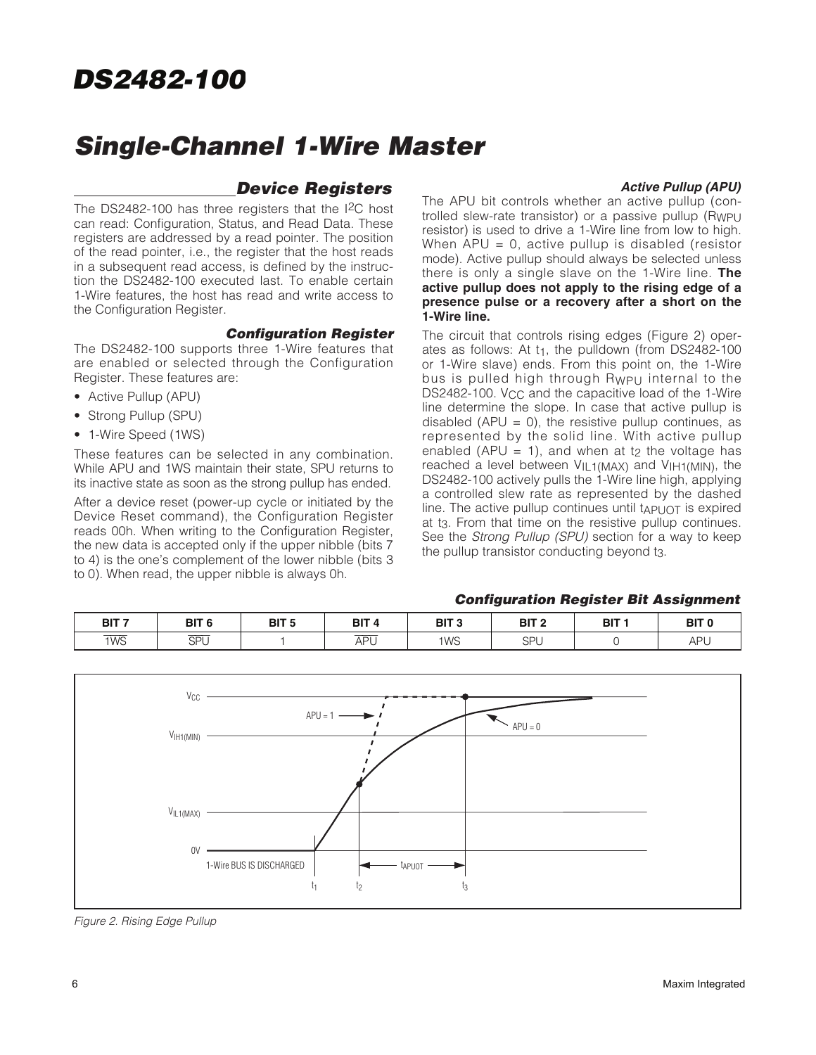## Device Registers

The DS2482-100 has three registers that the I2C host can read: Configuration, Status, and Read Data. These registers are addressed by a read pointer. The position of the read pointer, i.e., the register that the host reads in a subsequent read access, is defined by the instruction the DS2482-100 executed last. To enable certain 1-Wire features, the host has read and write access to the Configuration Register.

### Configuration Register

The DS2482-100 supports three 1-Wire features that are enabled or selected through the Configuration Register. These features are:

- Active Pullup (APU)
- Strong Pullup (SPU)
- 1-Wire Speed (1WS)

These features can be selected in any combination. While APU and 1WS maintain their state, SPU returns to its inactive state as soon as the strong pullup has ended.

After a device reset (power-up cycle or initiated by the Device Reset command), the Configuration Register reads 00h. When writing to the Configuration Register, the new data is accepted only if the upper nibble (bits 7 to 4) is the one's complement of the lower nibble (bits 3 to 0). When read, the upper nibble is always 0h.

#### Active Pullup (APU)

The APU bit controls whether an active pullup (controlled slew-rate transistor) or a passive pullup ($R_{WPU}$ resistor) is used to drive a 1-Wire line from low to high. When APU = 0, active pullup is disabled (resistor mode). Active pullup should always be selected unless there is only a single slave on the 1-Wire line. **The active pullup does not apply to the rising edge of a presence pulse or a recovery after a short on the 1-Wire line.**

The circuit that controls rising edges (Figure 2) operates as follows: At $t_1$, the pulldown (from DS2482-100 or 1-Wire slave) ends. From this point on, the 1-Wire bus is pulled high through $R_{WPU}$ internal to the DS2482-100. $V_{CC}$ and the capacitive load of the 1-Wire line determine the slope. In case that active pullup is disabled (APU = 0), the resistive pullup continues, as represented by the solid line. With active pullup enabled (APU = 1), and when at $t_2$ the voltage has reached a level between $V_{IL1(MAX)}$ and $V_{IH1(MIN)}$, the DS2482-100 actively pulls the 1-Wire line high, applying a controlled slew rate as represented by the dashed line. The active pullup continues until $t_{APUOT}$ is expired at $t_3$. From that time on the resistive pullup continues. See the *Strong Pullup (SPU)* section for a way to keep the pullup transistor conducting beyond $t_3$.

#### Configuration Register Bit Assignment

| BIT 7 | BIT 6 | BIT 5 | BIT 4 | BIT 3 | BIT 2 | BIT 1 | BIT 0 |
|---|---|---|---|---|---|---|---|
| $\overline{\text{1WS}}$ | $\overline{\text{SPU}}$ | 1 | $\overline{\text{APU}}$ | 1WS | SPU | 0 | APU |

*Figure 2. Rising Edge Pullup*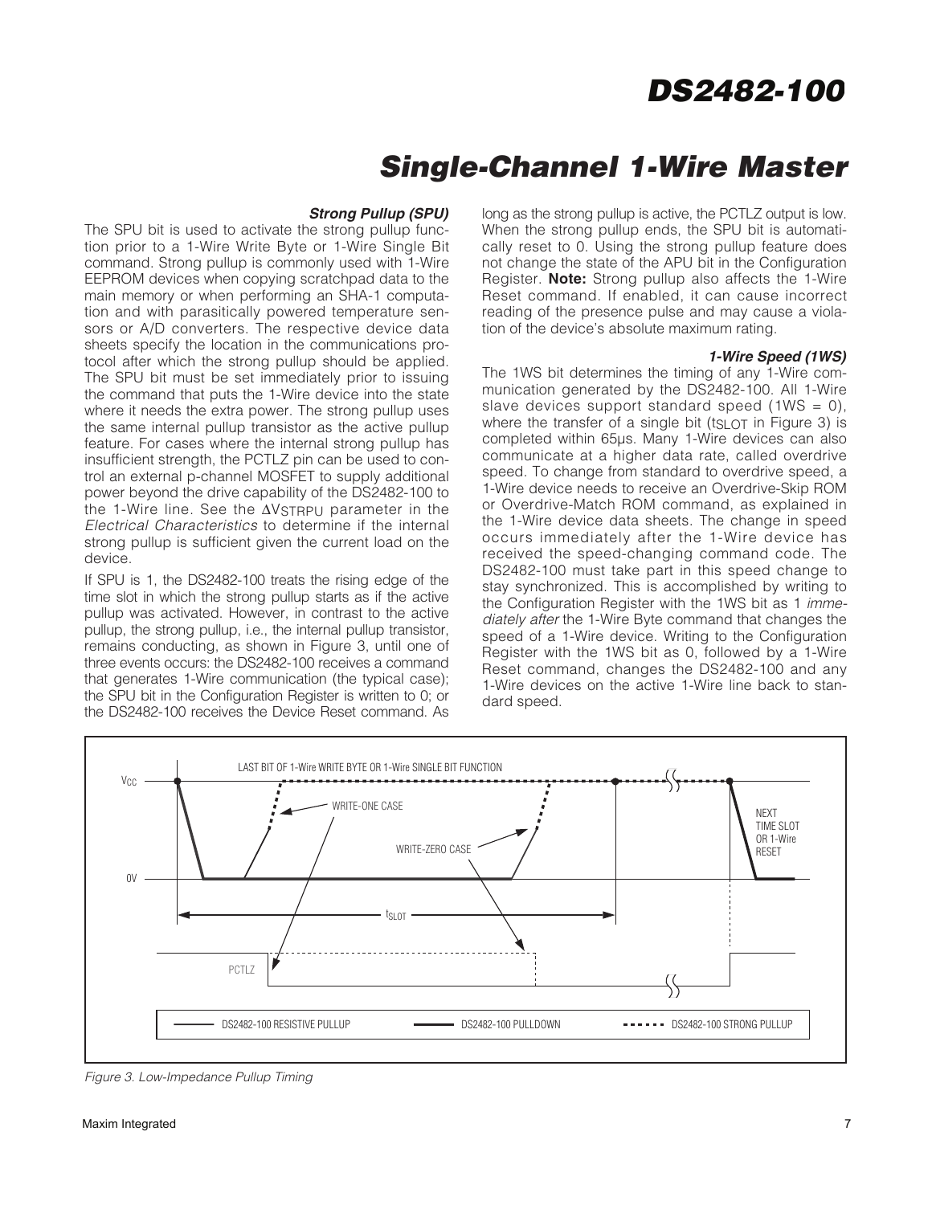### Strong Pullup (SPU)

The SPU bit is used to activate the strong pullup function prior to a 1-Wire Write Byte or 1-Wire Single Bit command. Strong pullup is commonly used with 1-Wire EEPROM devices when copying scratchpad data to the main memory or when performing an SHA-1 computation and with parasitically powered temperature sensors or A/D converters. The respective device data sheets specify the location in the communications protocol after which the strong pullup should be applied. The SPU bit must be set immediately prior to issuing the command that puts the 1-Wire device into the state where it needs the extra power. The strong pullup uses the same internal pullup transistor as the active pullup feature. For cases where the internal strong pullup has insufficient strength, the PCTLZ pin can be used to control an external p-channel MOSFET to supply additional power beyond the drive capability of the DS2482-100 to the 1-Wire line. See the $\Delta V_{STRPU}$ parameter in the *Electrical Characteristics* to determine if the internal strong pullup is sufficient given the current load on the device.

If SPU is 1, the DS2482-100 treats the rising edge of the time slot in which the strong pullup starts as if the active pullup was activated. However, in contrast to the active pullup, the strong pullup, i.e., the internal pullup transistor, remains conducting, as shown in Figure 3, until one of three events occurs: the DS2482-100 receives a command that generates 1-Wire communication (the typical case); the SPU bit in the Configuration Register is written to 0; or the DS2482-100 receives the Device Reset command. As long as the strong pullup is active, the PCTLZ output is low. When the strong pullup ends, the SPU bit is automatically reset to 0. Using the strong pullup feature does not change the state of the APU bit in the Configuration Register. **Note:** Strong pullup also affects the 1-Wire Reset command. If enabled, it can cause incorrect reading of the presence pulse and may cause a violation of the device's absolute maximum rating.

### 1-Wire Speed (1WS)

The 1WS bit determines the timing of any 1-Wire communication generated by the DS2482-100. All 1-Wire slave devices support standard speed (1WS = 0), where the transfer of a single bit ($t_{SLOT}$ in Figure 3) is completed within 65µs. Many 1-Wire devices can also communicate at a higher data rate, called overdrive speed. To change from standard to overdrive speed, a 1-Wire device needs to receive an Overdrive-Skip ROM or Overdrive-Match ROM command, as explained in the 1-Wire device data sheets. The change in speed occurs immediately after the 1-Wire device has received the speed-changing command code. The DS2482-100 must take part in this speed change to stay synchronized. This is accomplished by writing to the Configuration Register with the 1WS bit as 1 *immediately after* the 1-Wire Byte command that changes the speed of a 1-Wire device. Writing to the Configuration Register with the 1WS bit as 0, followed by a 1-Wire Reset command, changes the DS2482-100 and any 1-Wire devices on the active 1-Wire line back to standard speed.

*Figure 3. Low-Impedance Pullup Timing*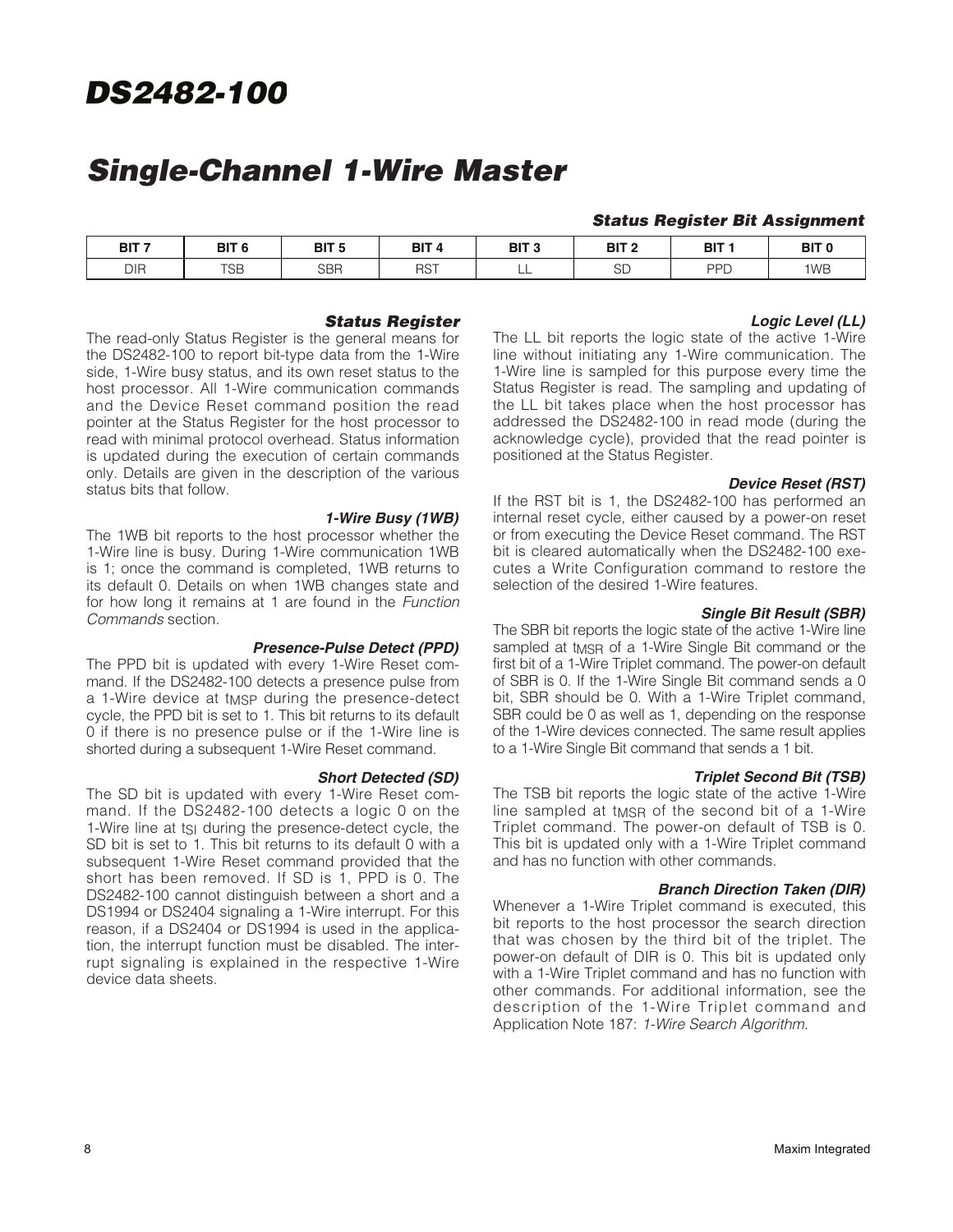### Status Register Bit Assignment

| BIT 7 | BIT 6 | BIT 5 | BIT 4 | BIT 3 | BIT 2 | BIT 1 | BIT 0 |
|---|---|---|---|---|---|---|---|
| DIR | TSB | SBR | RST | LL | SD | PPD | 1WB |

## Status Register

The read-only Status Register is the general means for the DS2482-100 to report bit-type data from the 1-Wire side, 1-Wire busy status, and its own reset status to the host processor. All 1-Wire communication commands and the Device Reset command position the read pointer at the Status Register for the host processor to read with minimal protocol overhead. Status information is updated during the execution of certain commands only. Details are given in the description of the various status bits that follow.

### 1-Wire Busy (1WB)

The 1WB bit reports to the host processor whether the 1-Wire line is busy. During 1-Wire communication 1WB is 1; once the command is completed, 1WB returns to its default 0. Details on when 1WB changes state and for how long it remains at 1 are found in the *Function Commands* section.

### Presence-Pulse Detect (PPD)

The PPD bit is updated with every 1-Wire Reset command. If the DS2482-100 detects a presence pulse from a 1-Wire device at $t_{MSP}$ during the presence-detect cycle, the PPD bit is set to 1. This bit returns to its default 0 if there is no presence pulse or if the 1-Wire line is shorted during a subsequent 1-Wire Reset command.

### Short Detected (SD)

The SD bit is updated with every 1-Wire Reset command. If the DS2482-100 detects a logic 0 on the 1-Wire line at $t_{SI}$ during the presence-detect cycle, the SD bit is set to 1. This bit returns to its default 0 with a subsequent 1-Wire Reset command provided that the short has been removed. If SD is 1, PPD is 0. The DS2482-100 cannot distinguish between a short and a DS1994 or DS2404 signaling a 1-Wire interrupt. For this reason, if a DS2404 or DS1994 is used in the application, the interrupt function must be disabled. The interrupt signaling is explained in the respective 1-Wire device data sheets.

### Logic Level (LL)

The LL bit reports the logic state of the active 1-Wire line without initiating any 1-Wire communication. The 1-Wire line is sampled for this purpose every time the Status Register is read. The sampling and updating of the LL bit takes place when the host processor has addressed the DS2482-100 in read mode (during the acknowledge cycle), provided that the read pointer is positioned at the Status Register.

### Device Reset (RST)

If the RST bit is 1, the DS2482-100 has performed an internal reset cycle, either caused by a power-on reset or from executing the Device Reset command. The RST bit is cleared automatically when the DS2482-100 executes a Write Configuration command to restore the selection of the desired 1-Wire features.

### Single Bit Result (SBR)

The SBR bit reports the logic state of the active 1-Wire line sampled at $t_{MSR}$ of a 1-Wire Single Bit command or the first bit of a 1-Wire Triplet command. The power-on default of SBR is 0. If the 1-Wire Single Bit command sends a 0 bit, SBR should be 0. With a 1-Wire Triplet command, SBR could be 0 as well as 1, depending on the response of the 1-Wire devices connected. The same result applies to a 1-Wire Single Bit command that sends a 1 bit.

### Triplet Second Bit (TSB)

The TSB bit reports the logic state of the active 1-Wire line sampled at $t_{MSR}$ of the second bit of a 1-Wire Triplet command. The power-on default of TSB is 0. This bit is updated only with a 1-Wire Triplet command and has no function with other commands.

### Branch Direction Taken (DIR)

Whenever a 1-Wire Triplet command is executed, this bit reports to the host processor the search direction that was chosen by the third bit of the triplet. The power-on default of DIR is 0. This bit is updated only with a 1-Wire Triplet command and has no function with other commands. For additional information, see the description of the 1-Wire Triplet command and Application Note 187: *1-Wire Search Algorithm*.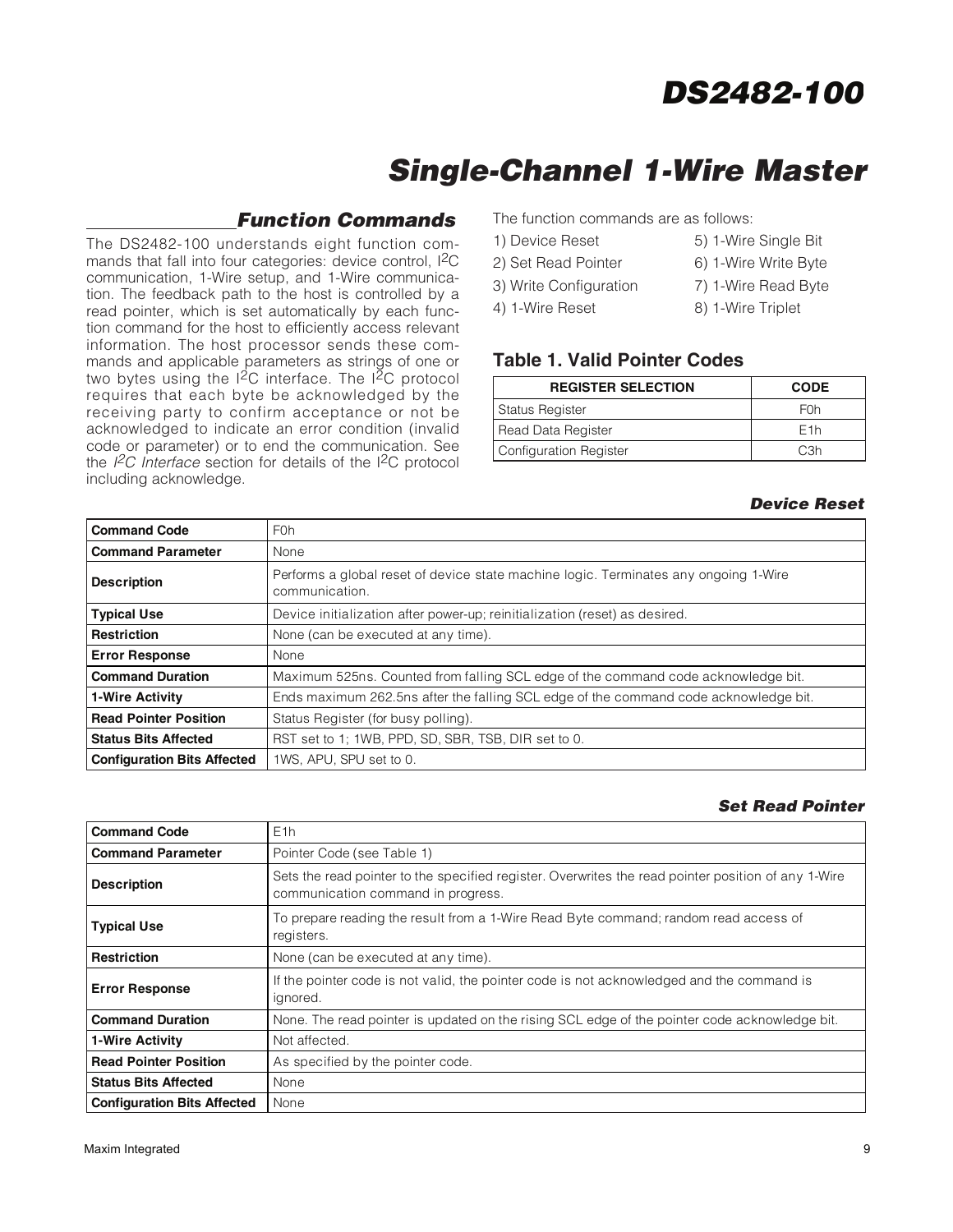## Function Commands

The DS2482-100 understands eight function commands that fall into four categories: device control, $I^2C$ communication, 1-Wire setup, and 1-Wire communication. The feedback path to the host is controlled by a read pointer, which is set automatically by each function command for the host to efficiently access relevant information. The host processor sends these commands and applicable parameters as strings of one or two bytes using the $I^2C$ interface. The $I^2C$ protocol requires that each byte be acknowledged by the receiving party to confirm acceptance or not be acknowledged to indicate an error condition (invalid code or parameter) or to end the communication. See the *$I^2C$ Interface* section for details of the $I^2C$ protocol including acknowledge.

The function commands are as follows:

1) Device Reset
2) Set Read Pointer
3) Write Configuration
4) 1-Wire Reset
5) 1-Wire Single Bit
6) 1-Wire Write Byte
7) 1-Wire Read Byte
8) 1-Wire Triplet

### Table 1. Valid Pointer Codes

| REGISTER SELECTION | CODE |
|---|---|
| Status Register | F0h |
| Read Data Register | E1h |
| Configuration Register | C3h |

### Device Reset

| | |
|---|---|
| **Command Code** | F0h |
| **Command Parameter** | None |
| **Description** | Performs a global reset of device state machine logic. Terminates any ongoing 1-Wire communication. |
| **Typical Use** | Device initialization after power-up; reinitialization (reset) as desired. |
| **Restriction** | None (can be executed at any time). |
| **Error Response** | None |
| **Command Duration** | Maximum 525ns. Counted from falling SCL edge of the command code acknowledge bit. |
| **1-Wire Activity** | Ends maximum 262.5ns after the falling SCL edge of the command code acknowledge bit. |
| **Read Pointer Position** | Status Register (for busy polling). |
| **Status Bits Affected** | RST set to 1; 1WB, PPD, SD, SBR, TSB, DIR set to 0. |
| **Configuration Bits Affected** | 1WS, APU, SPU set to 0. |

### Set Read Pointer

| | |
|---|---|
| **Command Code** | E1h |
| **Command Parameter** | Pointer Code (see Table 1) |
| **Description** | Sets the read pointer to the specified register. Overwrites the read pointer position of any 1-Wire communication command in progress. |
| **Typical Use** | To prepare reading the result from a 1-Wire Read Byte command; random read access of registers. |
| **Restriction** | None (can be executed at any time). |
| **Error Response** | If the pointer code is not valid, the pointer code is not acknowledged and the command is ignored. |
| **Command Duration** | None. The read pointer is updated on the rising SCL edge of the pointer code acknowledge bit. |
| **1-Wire Activity** | Not affected. |
| **Read Pointer Position** | As specified by the pointer code. |
| **Status Bits Affected** | None |
| **Configuration Bits Affected** | None |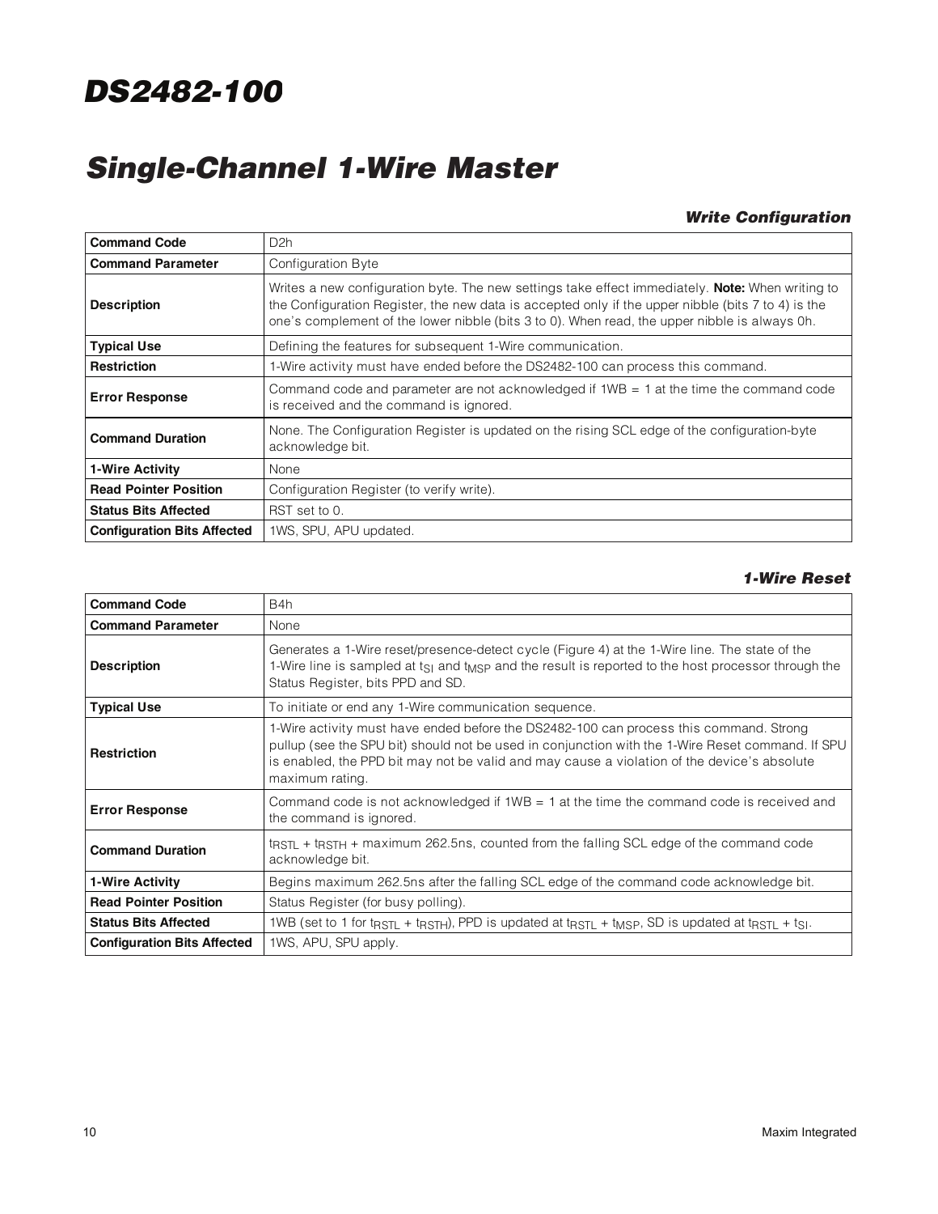### Write Configuration

| Command Code | D2h |
|---|---|
| **Command Parameter** | Configuration Byte |
| **Description** | Writes a new configuration byte. The new settings take effect immediately. **Note:** When writing to the Configuration Register, the new data is accepted only if the upper nibble (bits 7 to 4) is the one's complement of the lower nibble (bits 3 to 0). When read, the upper nibble is always 0h. |
| **Typical Use** | Defining the features for subsequent 1-Wire communication. |
| **Restriction** | 1-Wire activity must have ended before the DS2482-100 can process this command. |
| **Error Response** | Command code and parameter are not acknowledged if 1WB = 1 at the time the command code is received and the command is ignored. |
| **Command Duration** | None. The Configuration Register is updated on the rising SCL edge of the configuration-byte acknowledge bit. |
| **1-Wire Activity** | None |
| **Read Pointer Position** | Configuration Register (to verify write). |
| **Status Bits Affected** | RST set to 0. |
| **Configuration Bits Affected** | 1WS, SPU, APU updated. |

### 1-Wire Reset

| Command Code | B4h |
|---|---|
| **Command Parameter** | None |
| **Description** | Generates a 1-Wire reset/presence-detect cycle (Figure 4) at the 1-Wire line. The state of the 1-Wire line is sampled at $t_{SI}$ and $t_{MSP}$ and the result is reported to the host processor through the Status Register, bits PPD and SD. |
| **Typical Use** | To initiate or end any 1-Wire communication sequence. |
| **Restriction** | 1-Wire activity must have ended before the DS2482-100 can process this command. Strong pullup (see the SPU bit) should not be used in conjunction with the 1-Wire Reset command. If SPU is enabled, the PPD bit may not be valid and may cause a violation of the device's absolute maximum rating. |
| **Error Response** | Command code is not acknowledged if 1WB = 1 at the time the command code is received and the command is ignored. |
| **Command Duration** | $t_{RSTL}$ + $t_{RSTH}$ + maximum 262.5ns, counted from the falling SCL edge of the command code acknowledge bit. |
| **1-Wire Activity** | Begins maximum 262.5ns after the falling SCL edge of the command code acknowledge bit. |
| **Read Pointer Position** | Status Register (for busy polling). |
| **Status Bits Affected** | 1WB (set to 1 for $t_{RSTL}$ + $t_{RSTH}$), PPD is updated at $t_{RSTL}$ + $t_{MSP}$, SD is updated at $t_{RSTL}$ + $t_{SI}$. |
| **Configuration Bits Affected** | 1WS, APU, SPU apply. |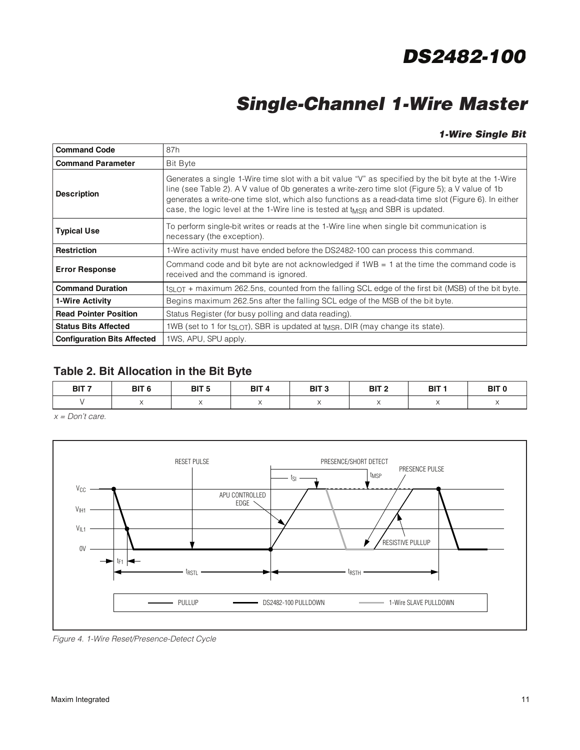### 1-Wire Single Bit

| Command Code | 87h |
|---|---|
| Command Parameter | Bit Byte |
| Description | Generates a single 1-Wire time slot with a bit value "V" as specified by the bit byte at the 1-Wire line (see Table 2). A V value of 0b generates a write-zero time slot (Figure 5); a V value of 1b generates a write-one time slot, which also functions as a read-data time slot (Figure 6). In either case, the logic level at the 1-Wire line is tested at $t_{MSR}$ and SBR is updated. |
| Typical Use | To perform single-bit writes or reads at the 1-Wire line when single bit communication is necessary (the exception). |
| Restriction | 1-Wire activity must have ended before the DS2482-100 can process this command. |
| Error Response | Command code and bit byte are not acknowledged if 1WB = 1 at the time the command code is received and the command is ignored. |
| Command Duration | $t_{SLOT}$ + maximum 262.5ns, counted from the falling SCL edge of the first bit (MSB) of the bit byte. |
| 1-Wire Activity | Begins maximum 262.5ns after the falling SCL edge of the MSB of the bit byte. |
| Read Pointer Position | Status Register (for busy polling and data reading). |
| Status Bits Affected | 1WB (set to 1 for $t_{SLOT}$), SBR is updated at $t_{MSR}$, DIR (may change its state). |
| Configuration Bits Affected | 1WS, APU, SPU apply. |

## Table 2. Bit Allocation in the Bit Byte

| BIT 7 | BIT 6 | BIT 5 | BIT 4 | BIT 3 | BIT 2 | BIT 1 | BIT 0 |
|---|---|---|---|---|---|---|---|
| V | x | x | x | x | x | x | x |

*x = Don't care.*

*Figure 4. 1-Wire Reset/Presence-Detect Cycle*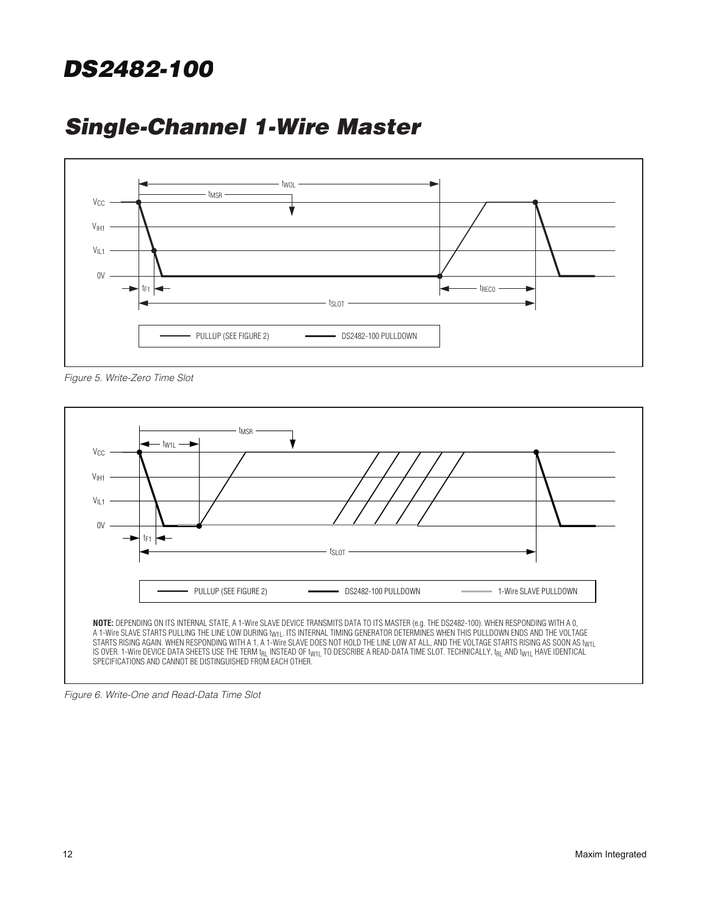Figure 5. Write-Zero Time Slot

NOTE: DEPENDING ON ITS INTERNAL STATE, A 1-Wire SLAVE DEVICE TRANSMITS DATA TO ITS MASTER (e.g. THE DS2482-100). WHEN RESPONDING WITH A 0, A 1-Wire SLAVE STARTS PULLING THE LINE LOW DURING $t_{W1L}$. ITS INTERNAL TIMING GENERATOR DETERMINES WHEN THIS PULLDOWN ENDS AND THE VOLTAGE STARTS RISING AGAIN. WHEN RESPONDING WITH A 1, A 1-Wire SLAVE DOES NOT HOLD THE LINE LOW AT ALL, AND THE VOLTAGE STARTS RISING AS SOON AS $t_{W1L}$ IS OVER. 1-Wire DEVICE DATA SHEETS USE THE TERM $t_{RL}$ INSTEAD OF $t_{W1L}$ TO DESCRIBE A READ-DATA TIME SLOT. TECHNICALLY, $t_{RL}$ AND $t_{W1L}$ HAVE IDENTICAL SPECIFICATIONS AND CANNOT BE DISTINGUISHED FROM EACH OTHER.

Figure 6. Write-One and Read-Data Time Slot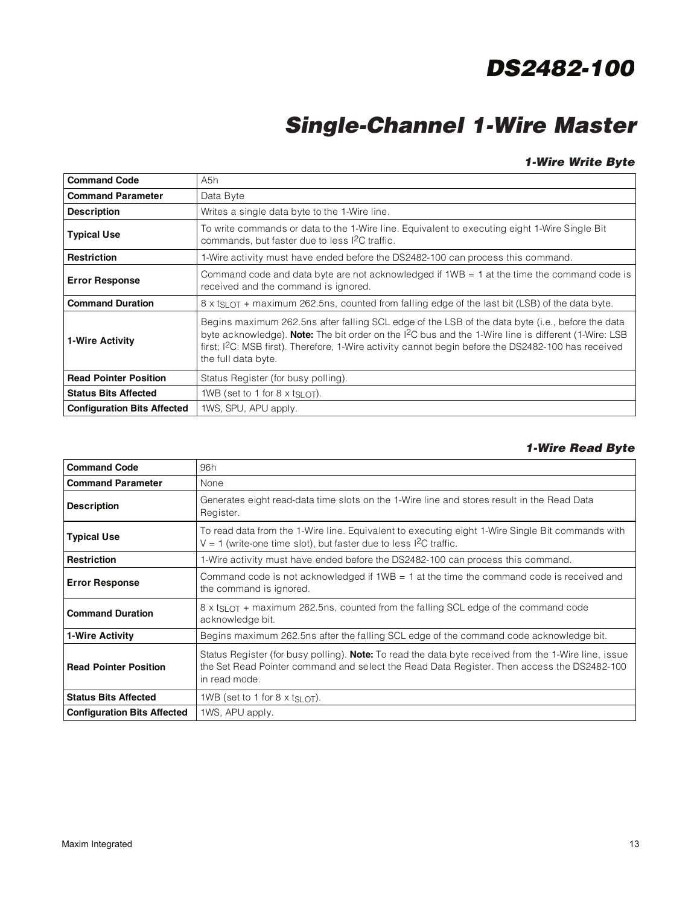### 1-Wire Write Byte

| | |
|---|---|
| **Command Code** | A5h |
| **Command Parameter** | Data Byte |
| **Description** | Writes a single data byte to the 1-Wire line. |
| **Typical Use** | To write commands or data to the 1-Wire line. Equivalent to executing eight 1-Wire Single Bit commands, but faster due to less I²C traffic. |
| **Restriction** | 1-Wire activity must have ended before the DS2482-100 can process this command. |
| **Error Response** | Command code and data byte are not acknowledged if 1WB = 1 at the time the command code is received and the command is ignored. |
| **Command Duration** | 8 x $t_{SLOT}$ + maximum 262.5ns, counted from falling edge of the last bit (LSB) of the data byte. |
| **1-Wire Activity** | Begins maximum 262.5ns after falling SCL edge of the LSB of the data byte (i.e., before the data byte acknowledge). **Note:** The bit order on the I²C bus and the 1-Wire line is different (1-Wire: LSB first; I²C: MSB first). Therefore, 1-Wire activity cannot begin before the DS2482-100 has received the full data byte. |
| **Read Pointer Position** | Status Register (for busy polling). |
| **Status Bits Affected** | 1WB (set to 1 for 8 x $t_{SLOT}$). |
| **Configuration Bits Affected** | 1WS, SPU, APU apply. |

### 1-Wire Read Byte

| | |
|---|---|
| **Command Code** | 96h |
| **Command Parameter** | None |
| **Description** | Generates eight read-data time slots on the 1-Wire line and stores result in the Read Data Register. |
| **Typical Use** | To read data from the 1-Wire line. Equivalent to executing eight 1-Wire Single Bit commands with V = 1 (write-one time slot), but faster due to less I²C traffic. |
| **Restriction** | 1-Wire activity must have ended before the DS2482-100 can process this command. |
| **Error Response** | Command code is not acknowledged if 1WB = 1 at the time the command code is received and the command is ignored. |
| **Command Duration** | 8 x $t_{SLOT}$ + maximum 262.5ns, counted from the falling SCL edge of the command code acknowledge bit. |
| **1-Wire Activity** | Begins maximum 262.5ns after the falling SCL edge of the command code acknowledge bit. |
| **Read Pointer Position** | Status Register (for busy polling). **Note:** To read the data byte received from the 1-Wire line, issue the Set Read Pointer command and select the Read Data Register. Then access the DS2482-100 in read mode. |
| **Status Bits Affected** | 1WB (set to 1 for 8 x $t_{SLOT}$). |
| **Configuration Bits Affected** | 1WS, APU apply. |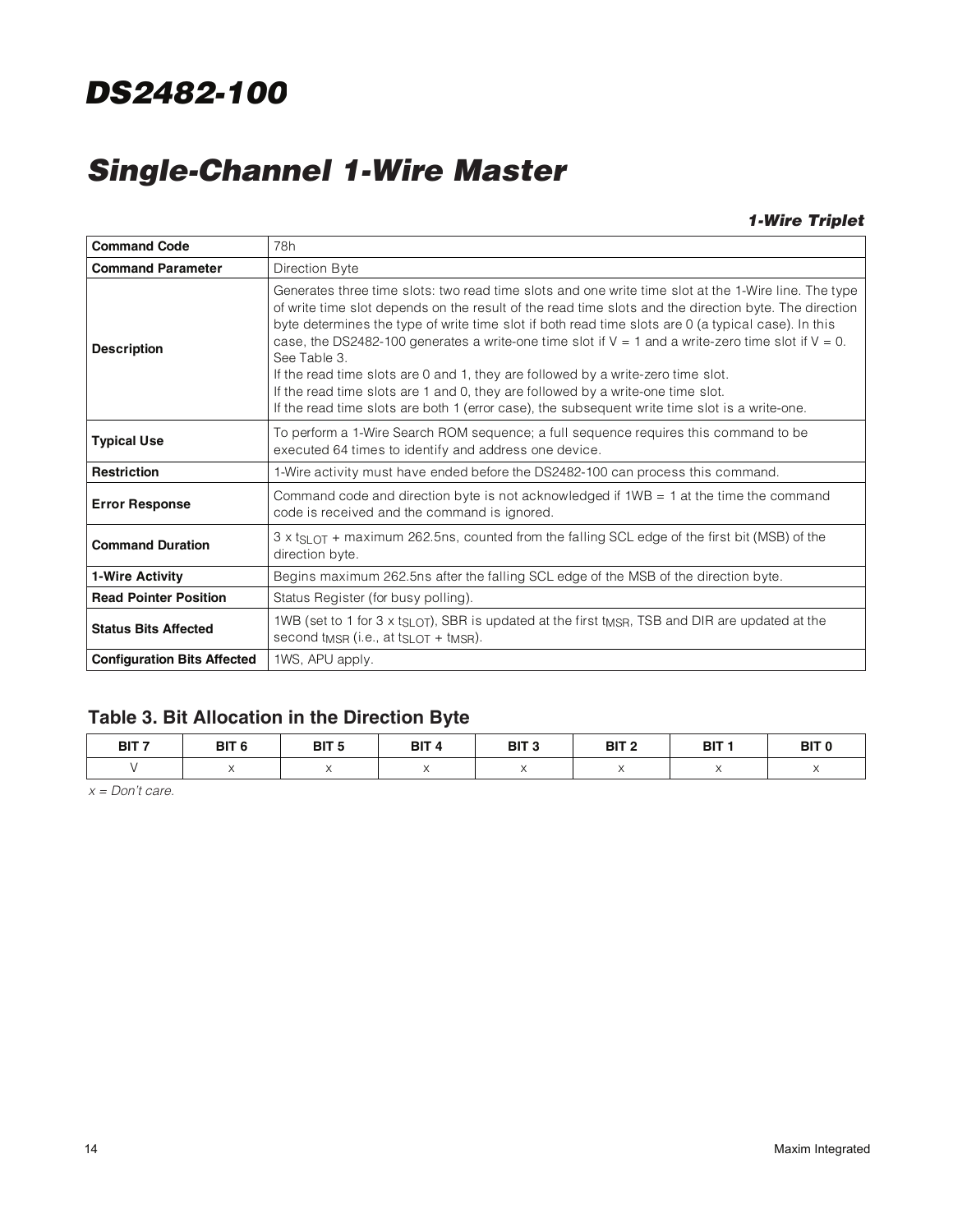### 1-Wire Triplet

| **Command Code** | 78h |
|---|---|
| **Command Parameter** | Direction Byte |
| **Description** | Generates three time slots: two read time slots and one write time slot at the 1-Wire line. The type of write time slot depends on the result of the read time slots and the direction byte. The direction byte determines the type of write time slot if both read time slots are 0 (a typical case). In this case, the DS2482-100 generates a write-one time slot if V = 1 and a write-zero time slot if V = 0. See Table 3.<br>If the read time slots are 0 and 1, they are followed by a write-zero time slot.<br>If the read time slots are 1 and 0, they are followed by a write-one time slot.<br>If the read time slots are both 1 (error case), the subsequent write time slot is a write-one. |
| **Typical Use** | To perform a 1-Wire Search ROM sequence; a full sequence requires this command to be executed 64 times to identify and address one device. |
| **Restriction** | 1-Wire activity must have ended before the DS2482-100 can process this command. |
| **Error Response** | Command code and direction byte is not acknowledged if 1WB = 1 at the time the command code is received and the command is ignored. |
| **Command Duration** | 3 x $t_{SLOT}$ + maximum 262.5ns, counted from the falling SCL edge of the first bit (MSB) of the direction byte. |
| **1-Wire Activity** | Begins maximum 262.5ns after the falling SCL edge of the MSB of the direction byte. |
| **Read Pointer Position** | Status Register (for busy polling). |
| **Status Bits Affected** | 1WB (set to 1 for 3 x $t_{SLOT}$), SBR is updated at the first $t_{MSR}$, TSB and DIR are updated at the second $t_{MSR}$ (i.e., at $t_{SLOT}$ + $t_{MSR}$). |
| **Configuration Bits Affected** | 1WS, APU apply. |

## Table 3. Bit Allocation in the Direction Byte

| BIT 7 | BIT 6 | BIT 5 | BIT 4 | BIT 3 | BIT 2 | BIT 1 | BIT 0 |
|---|---|---|---|---|---|---|---|
| V | x | x | x | x | x | x | x |

*x = Don't care.*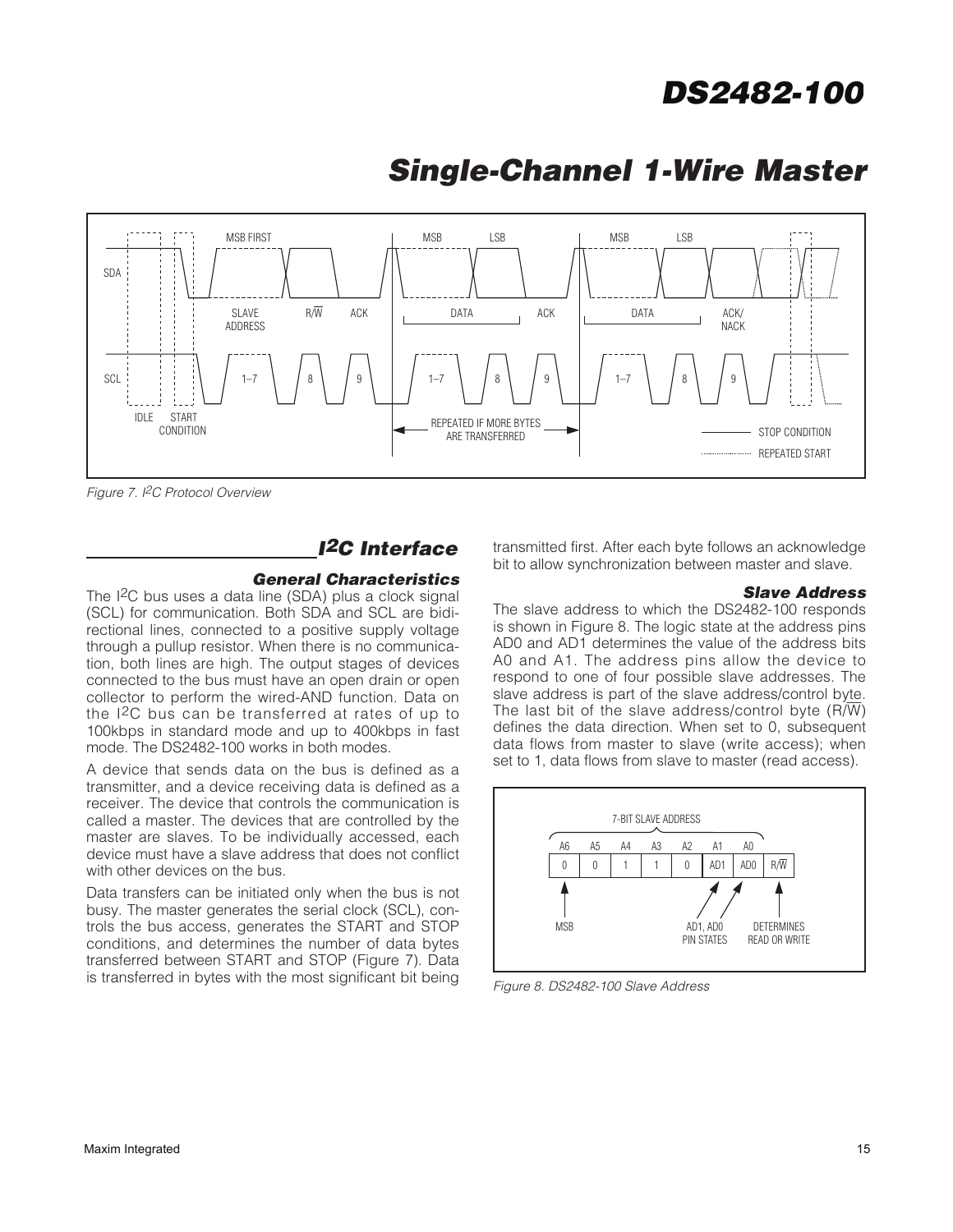Figure 7. I2C Protocol Overview

## I2C Interface

### General Characteristics

The I2C bus uses a data line (SDA) plus a clock signal (SCL) for communication. Both SDA and SCL are bidirectional lines, connected to a positive supply voltage through a pullup resistor. When there is no communication, both lines are high. The output stages of devices connected to the bus must have an open drain or open collector to perform the wired-AND function. Data on the I2C bus can be transferred at rates of up to 100kbps in standard mode and up to 400kbps in fast mode. The DS2482-100 works in both modes.

A device that sends data on the bus is defined as a transmitter, and a device receiving data is defined as a receiver. The device that controls the communication is called a master. The devices that are controlled by the master are slaves. To be individually accessed, each device must have a slave address that does not conflict with other devices on the bus.

Data transfers can be initiated only when the bus is not busy. The master generates the serial clock (SCL), controls the bus access, generates the START and STOP conditions, and determines the number of data bytes transferred between START and STOP (Figure 7). Data is transferred in bytes with the most significant bit being transmitted first. After each byte follows an acknowledge bit to allow synchronization between master and slave.

### Slave Address

The slave address to which the DS2482-100 responds is shown in Figure 8. The logic state at the address pins AD0 and AD1 determines the value of the address bits A0 and A1. The address pins allow the device to respond to one of four possible slave addresses. The slave address is part of the slave address/control byte. The last bit of the slave address/control byte (R/$\overline{W}$) defines the data direction. When set to 0, subsequent data flows from master to slave (write access); when set to 1, data flows from slave to master (read access).

| A6 | A5 | A4 | A3 | A2 | A1 | A0 | |
|---|---|---|---|---|---|---|---|
| 0 | 0 | 1 | 1 | 0 | AD1 | AD0 | R/$\overline{W}$ |

Figure 8. DS2482-100 Slave Address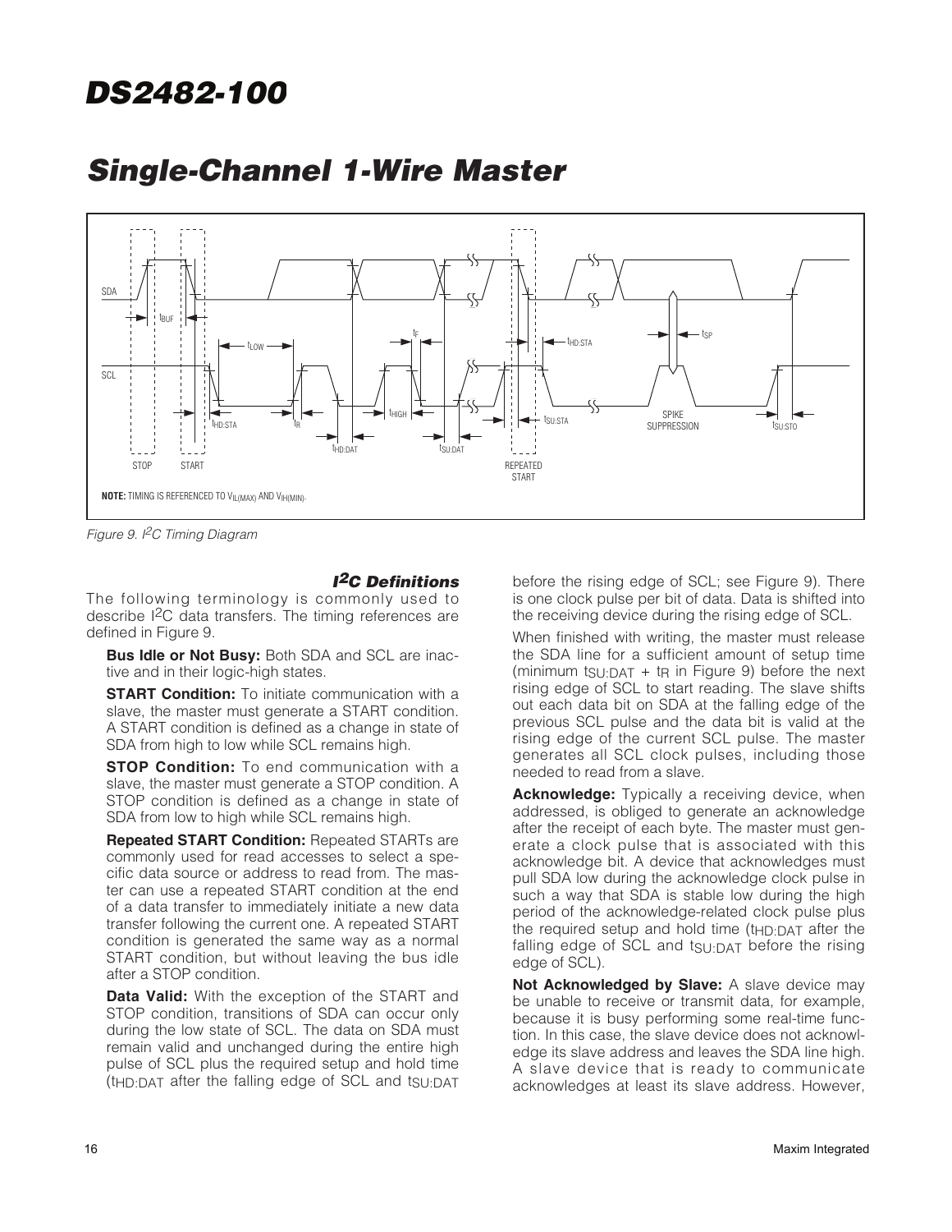Figure 9. $I^2C$ Timing Diagram

### $I^2C$ Definitions

The following terminology is commonly used to describe $I^2C$ data transfers. The timing references are defined in Figure 9.

**Bus Idle or Not Busy:** Both SDA and SCL are inactive and in their logic-high states.

**START Condition:** To initiate communication with a slave, the master must generate a START condition. A START condition is defined as a change in state of SDA from high to low while SCL remains high.

**STOP Condition:** To end communication with a slave, the master must generate a STOP condition. A STOP condition is defined as a change in state of SDA from low to high while SCL remains high.

**Repeated START Condition:** Repeated STARTs are commonly used for read accesses to select a specific data source or address to read from. The master can use a repeated START condition at the end of a data transfer to immediately initiate a new data transfer following the current one. A repeated START condition is generated the same way as a normal START condition, but without leaving the bus idle after a STOP condition.

**Data Valid:** With the exception of the START and STOP condition, transitions of SDA can occur only during the low state of SCL. The data on SDA must remain valid and unchanged during the entire high pulse of SCL plus the required setup and hold time ($t_{HD:DAT}$ after the falling edge of SCL and $t_{SU:DAT}$ before the rising edge of SCL; see Figure 9). There is one clock pulse per bit of data. Data is shifted into the receiving device during the rising edge of SCL.

When finished with writing, the master must release the SDA line for a sufficient amount of setup time (minimum $t_{SU:DAT} + t_R$ in Figure 9) before the next rising edge of SCL to start reading. The slave shifts out each data bit on SDA at the falling edge of the previous SCL pulse and the data bit is valid at the rising edge of the current SCL pulse. The master generates all SCL clock pulses, including those needed to read from a slave.

**Acknowledge:** Typically a receiving device, when addressed, is obliged to generate an acknowledge after the receipt of each byte. The master must generate a clock pulse that is associated with this acknowledge bit. A device that acknowledges must pull SDA low during the acknowledge clock pulse in such a way that SDA is stable low during the high period of the acknowledge-related clock pulse plus the required setup and hold time ($t_{HD:DAT}$ after the falling edge of SCL and $t_{SU:DAT}$ before the rising edge of SCL).

**Not Acknowledged by Slave:** A slave device may be unable to receive or transmit data, for example, because it is busy performing some real-time function. In this case, the slave device does not acknowledge its slave address and leaves the SDA line high. A slave device that is ready to communicate acknowledges at least its slave address. However,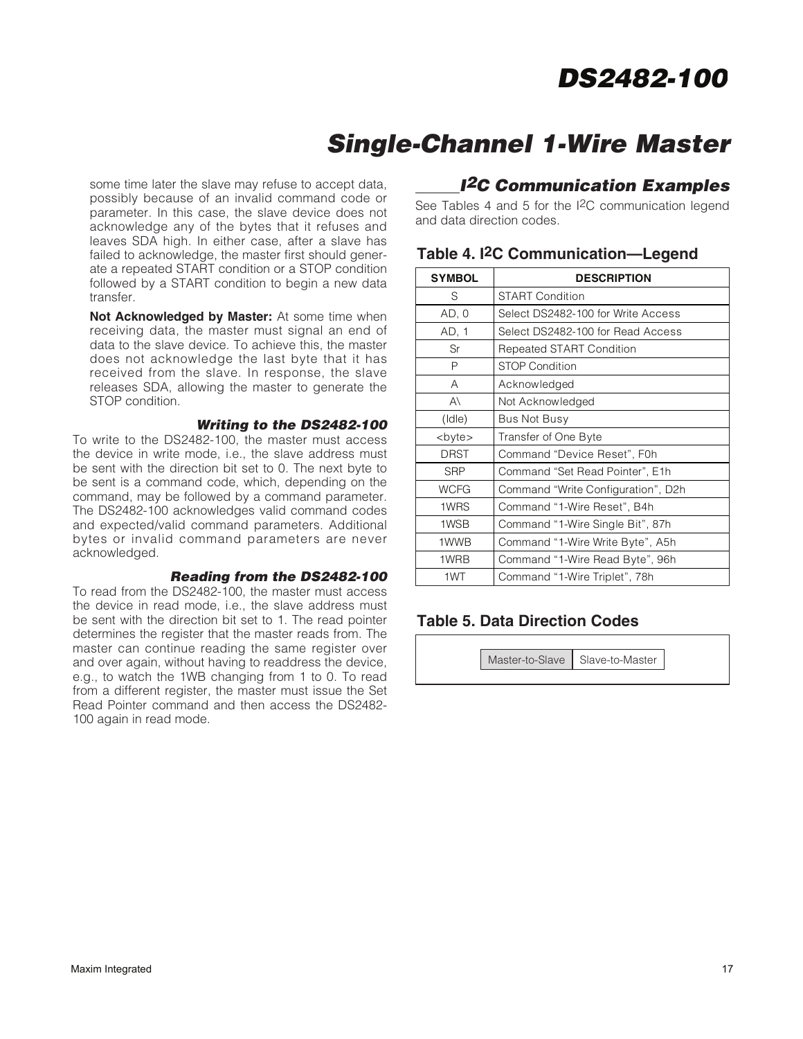some time later the slave may refuse to accept data, possibly because of an invalid command code or parameter. In this case, the slave device does not acknowledge any of the bytes that it refuses and leaves SDA high. In either case, after a slave has failed to acknowledge, the master first should generate a repeated START condition or a STOP condition followed by a START condition to begin a new data transfer.

**Not Acknowledged by Master:** At some time when receiving data, the master must signal an end of data to the slave device. To achieve this, the master does not acknowledge the last byte that it has received from the slave. In response, the slave releases SDA, allowing the master to generate the STOP condition.

### *Writing to the DS2482-100*

To write to the DS2482-100, the master must access the device in write mode, i.e., the slave address must be sent with the direction bit set to 0. The next byte to be sent is a command code, which, depending on the command, may be followed by a command parameter. The DS2482-100 acknowledges valid command codes and expected/valid command parameters. Additional bytes or invalid command parameters are never acknowledged.

### *Reading from the DS2482-100*

To read from the DS2482-100, the master must access the device in read mode, i.e., the slave address must be sent with the direction bit set to 1. The read pointer determines the register that the master reads from. The master can continue reading the same register over and over again, without having to readdress the device, e.g., to watch the 1WB changing from 1 to 0. To read from a different register, the master must issue the Set Read Pointer command and then access the DS2482-100 again in read mode.

## I2C Communication Examples

See Tables 4 and 5 for the I2C communication legend and data direction codes.

### Table 4. I2C Communication—Legend

| SYMBOL | DESCRIPTION |
|---|---|
| S | START Condition |
| AD, 0 | Select DS2482-100 for Write Access |
| AD, 1 | Select DS2482-100 for Read Access |
| Sr | Repeated START Condition |
| P | STOP Condition |
| A | Acknowledged |
| A\ | Not Acknowledged |
| (Idle) | Bus Not Busy |
| <byte> | Transfer of One Byte |
| DRST | Command "Device Reset", F0h |
| SRP | Command "Set Read Pointer", E1h |
| WCFG | Command "Write Configuration", D2h |
| 1WRS | Command "1-Wire Reset", B4h |
| 1WSB | Command "1-Wire Single Bit", 87h |
| 1WWB | Command "1-Wire Write Byte", A5h |
| 1WRB | Command "1-Wire Read Byte", 96h |
| 1WT | Command "1-Wire Triplet", 78h |

### Table 5. Data Direction Codes

| Master-to-Slave | Slave-to-Master |
|---|---|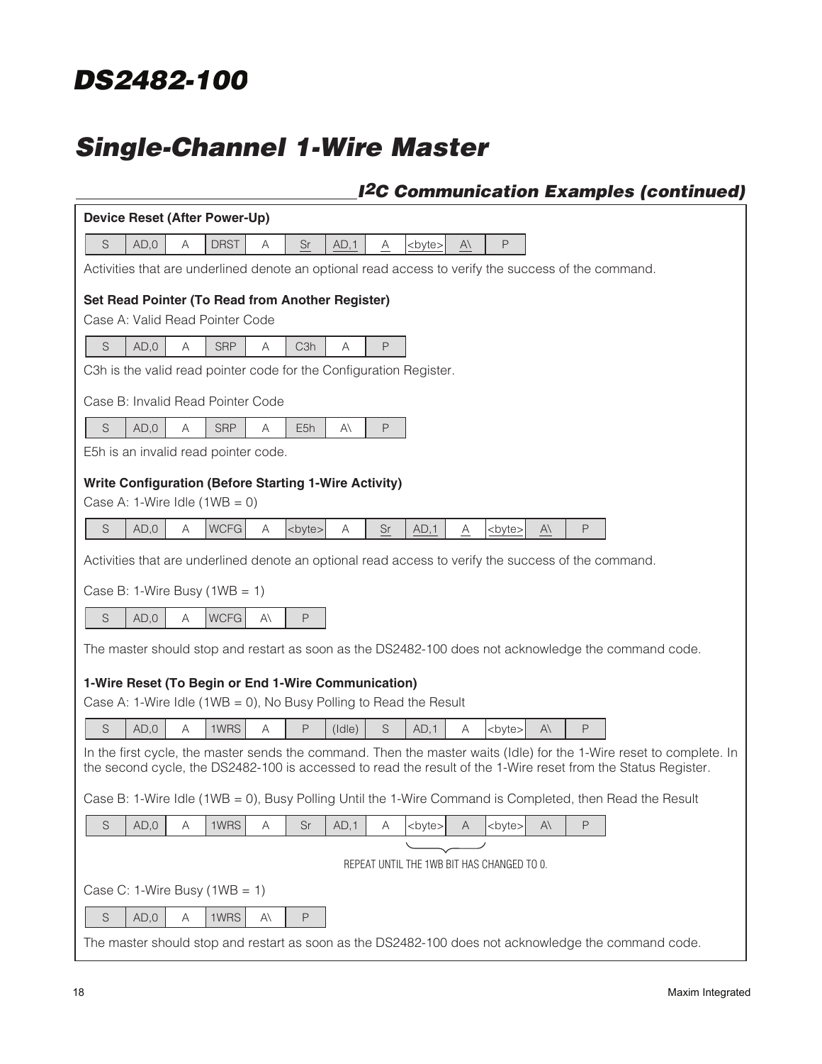## I2C Communication Examples (continued)

**Device Reset (After Power-Up)**

| S | AD,0 | A | DRST | A | Sr | AD,1 | A | <byte> | A\ | P |
|---|---|---|---|---|---|---|---|---|---|---|

Activities that are underlined denote an optional read access to verify the success of the command.

**Set Read Pointer (To Read from Another Register)**

Case A: Valid Read Pointer Code

| S | AD,0 | A | SRP | A | C3h | A | P |
|---|---|---|---|---|---|---|---|

C3h is the valid read pointer code for the Configuration Register.

Case B: Invalid Read Pointer Code

| S | AD,0 | A | SRP | A | E5h | A\ | P |
|---|---|---|---|---|---|---|---|

E5h is an invalid read pointer code.

**Write Configuration (Before Starting 1-Wire Activity)**

Case A: 1-Wire Idle (1WB = 0)

| S | AD,0 | A | WCFG | A | <byte> | A | Sr | AD,1 | A | <byte> | A\ | P |
|---|---|---|---|---|---|---|---|---|---|---|---|---|

Activities that are underlined denote an optional read access to verify the success of the command.

Case B: 1-Wire Busy (1WB = 1)

| S | AD,0 | A | WCFG | A\ | P |
|---|---|---|---|---|---|

The master should stop and restart as soon as the DS2482-100 does not acknowledge the command code.

**1-Wire Reset (To Begin or End 1-Wire Communication)**

Case A: 1-Wire Idle (1WB = 0), No Busy Polling to Read the Result

| S | AD,0 | A | 1WRS | A | P | (Idle) | S | AD,1 | A | <byte> | A\ | P |
|---|---|---|---|---|---|---|---|---|---|---|---|---|

In the first cycle, the master sends the command. Then the master waits (Idle) for the 1-Wire reset to complete. In the second cycle, the DS2482-100 is accessed to read the result of the 1-Wire reset from the Status Register.

Case B: 1-Wire Idle (1WB = 0), Busy Polling Until the 1-Wire Command is Completed, then Read the Result

| S | AD,0 | A | 1WRS | A | Sr | AD,1 | A | <byte> | A | <byte> | A\ | P |
|---|---|---|---|---|---|---|---|---|---|---|---|---|

REPEAT UNTIL THE 1WB BIT HAS CHANGED TO 0. (applies to "<byte> A")

Case C: 1-Wire Busy (1WB = 1)

| S | AD,0 | A | 1WRS | A\ | P |
|---|---|---|---|---|---|

The master should stop and restart as soon as the DS2482-100 does not acknowledge the command code.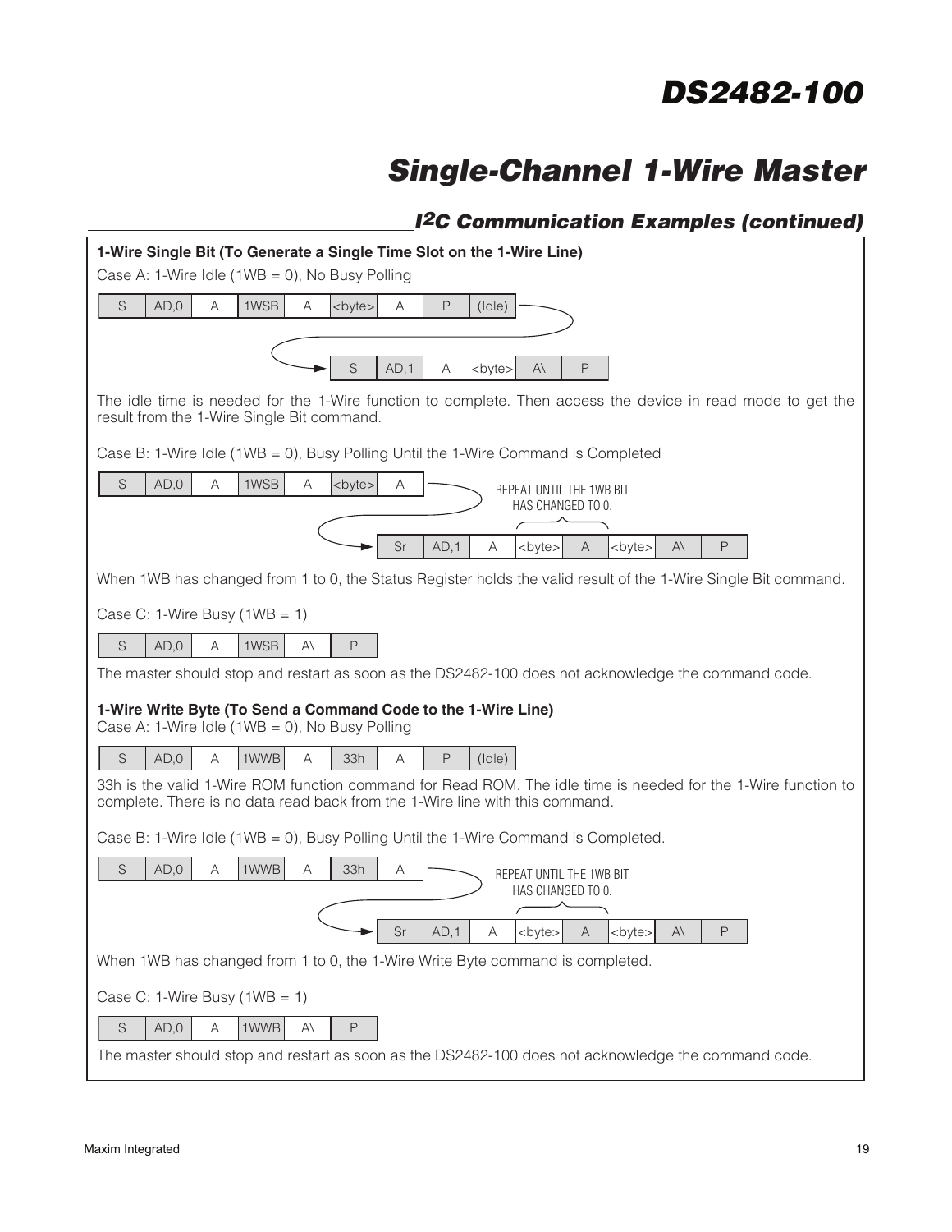## I2C Communication Examples (continued)

**1-Wire Single Bit (To Generate a Single Time Slot on the 1-Wire Line)**

Case A: 1-Wire Idle (1WB = 0), No Busy Polling

| S | AD,0 | A | 1WSB | A | <byte> | A | P | (Idle) |
|---|---|---|---|---|---|---|---|---|

| S | AD,1 | A | <byte> | A\ | P |
|---|---|---|---|---|---|

The idle time is needed for the 1-Wire function to complete. Then access the device in read mode to get the result from the 1-Wire Single Bit command.

Case B: 1-Wire Idle (1WB = 0), Busy Polling Until the 1-Wire Command is Completed

| S | AD,0 | A | 1WSB | A | <byte> | A |
|---|---|---|---|---|---|---|

REPEAT UNTIL THE 1WB BIT HAS CHANGED TO 0.

| Sr | AD,1 | A | <byte> | A | <byte> | A\ | P |
|---|---|---|---|---|---|---|---|

When 1WB has changed from 1 to 0, the Status Register holds the valid result of the 1-Wire Single Bit command.

Case C: 1-Wire Busy (1WB = 1)

| S | AD,0 | A | 1WSB | A\ | P |
|---|---|---|---|---|---|

The master should stop and restart as soon as the DS2482-100 does not acknowledge the command code.

**1-Wire Write Byte (To Send a Command Code to the 1-Wire Line)**

Case A: 1-Wire Idle (1WB = 0), No Busy Polling

| S | AD,0 | A | 1WWB | A | 33h | A | P | (Idle) |
|---|---|---|---|---|---|---|---|---|

33h is the valid 1-Wire ROM function command for Read ROM. The idle time is needed for the 1-Wire function to complete. There is no data read back from the 1-Wire line with this command.

Case B: 1-Wire Idle (1WB = 0), Busy Polling Until the 1-Wire Command is Completed.

| S | AD,0 | A | 1WWB | A | 33h | A |
|---|---|---|---|---|---|---|

REPEAT UNTIL THE 1WB BIT HAS CHANGED TO 0.

| Sr | AD,1 | A | <byte> | A | <byte> | A\ | P |
|---|---|---|---|---|---|---|---|

When 1WB has changed from 1 to 0, the 1-Wire Write Byte command is completed.

Case C: 1-Wire Busy (1WB = 1)

| S | AD,0 | A | 1WWB | A\ | P |
|---|---|---|---|---|---|

The master should stop and restart as soon as the DS2482-100 does not acknowledge the command code.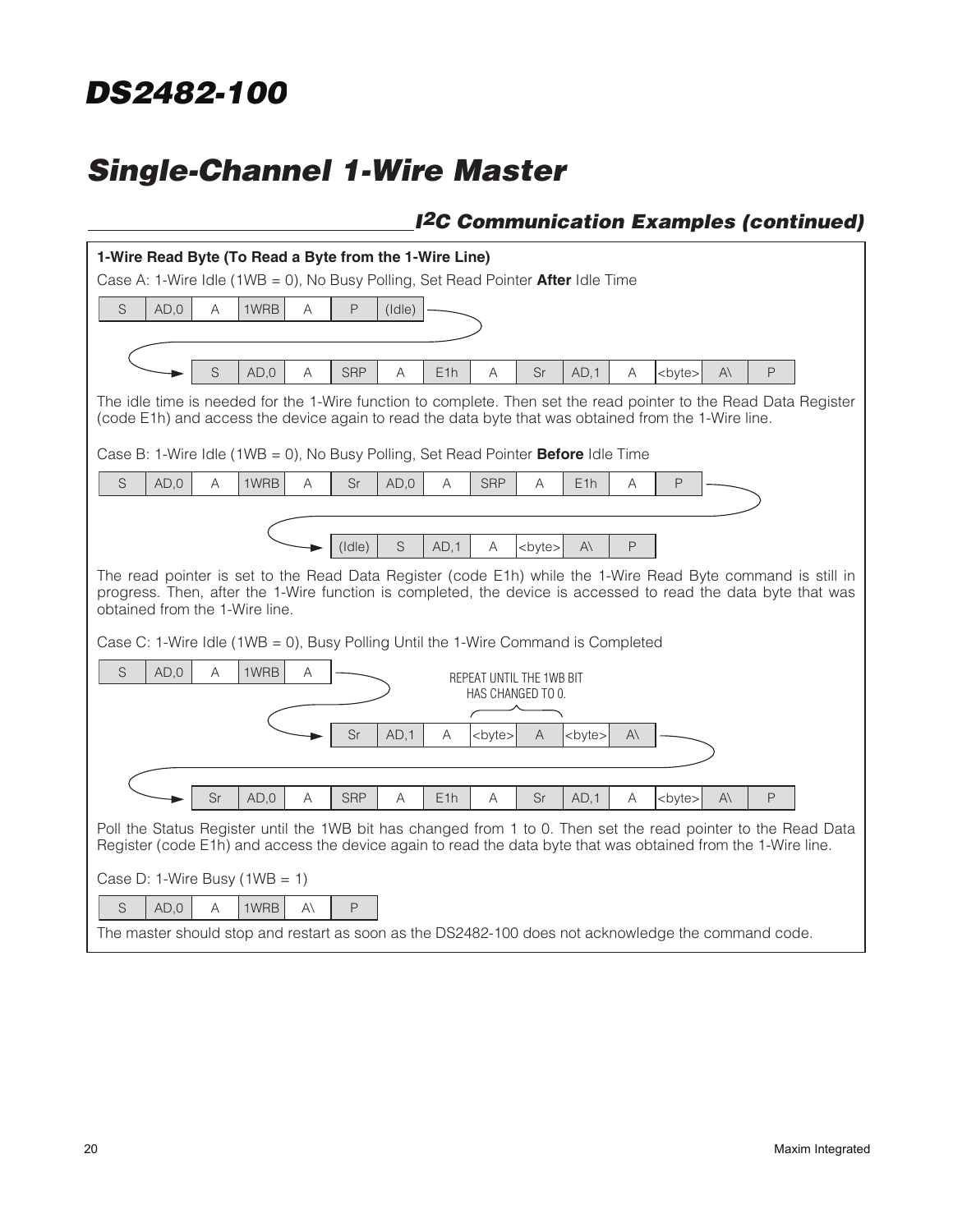## I2C Communication Examples (continued)

**1-Wire Read Byte (To Read a Byte from the 1-Wire Line)**

Case A: 1-Wire Idle (1WB = 0), No Busy Polling, Set Read Pointer **After** Idle Time

| S | AD,0 | A | 1WRB | A | P | (Idle) |
|---|---|---|---|---|---|---|

| S | AD,0 | A | SRP | A | E1h | A | Sr | AD,1 | A | <byte> | A\ | P |
|---|---|---|---|---|---|---|---|---|---|---|---|---|

The idle time is needed for the 1-Wire function to complete. Then set the read pointer to the Read Data Register (code E1h) and access the device again to read the data byte that was obtained from the 1-Wire line.

Case B: 1-Wire Idle (1WB = 0), No Busy Polling, Set Read Pointer **Before** Idle Time

| S | AD,0 | A | 1WRB | A | Sr | AD,0 | A | SRP | A | E1h | A | P |
|---|---|---|---|---|---|---|---|---|---|---|---|---|

| (Idle) | S | AD,1 | A | <byte> | A\ | P |
|---|---|---|---|---|---|---|

The read pointer is set to the Read Data Register (code E1h) while the 1-Wire Read Byte command is still in progress. Then, after the 1-Wire function is completed, the device is accessed to read the data byte that was obtained from the 1-Wire line.

Case C: 1-Wire Idle (1WB = 0), Busy Polling Until the 1-Wire Command is Completed

| S | AD,0 | A | 1WRB | A |
|---|---|---|---|---|

REPEAT UNTIL THE 1WB BIT HAS CHANGED TO 0.

| Sr | AD,1 | A | <byte> | A | <byte> | A\ |
|---|---|---|---|---|---|---|

| Sr | AD,0 | A | SRP | A | E1h | A | Sr | AD,1 | A | <byte> | A\ | P |
|---|---|---|---|---|---|---|---|---|---|---|---|---|

Poll the Status Register until the 1WB bit has changed from 1 to 0. Then set the read pointer to the Read Data Register (code E1h) and access the device again to read the data byte that was obtained from the 1-Wire line.

Case D: 1-Wire Busy (1WB = 1)

| S | AD,0 | A | 1WRB | A\ | P |
|---|---|---|---|---|---|

The master should stop and restart as soon as the DS2482-100 does not acknowledge the command code.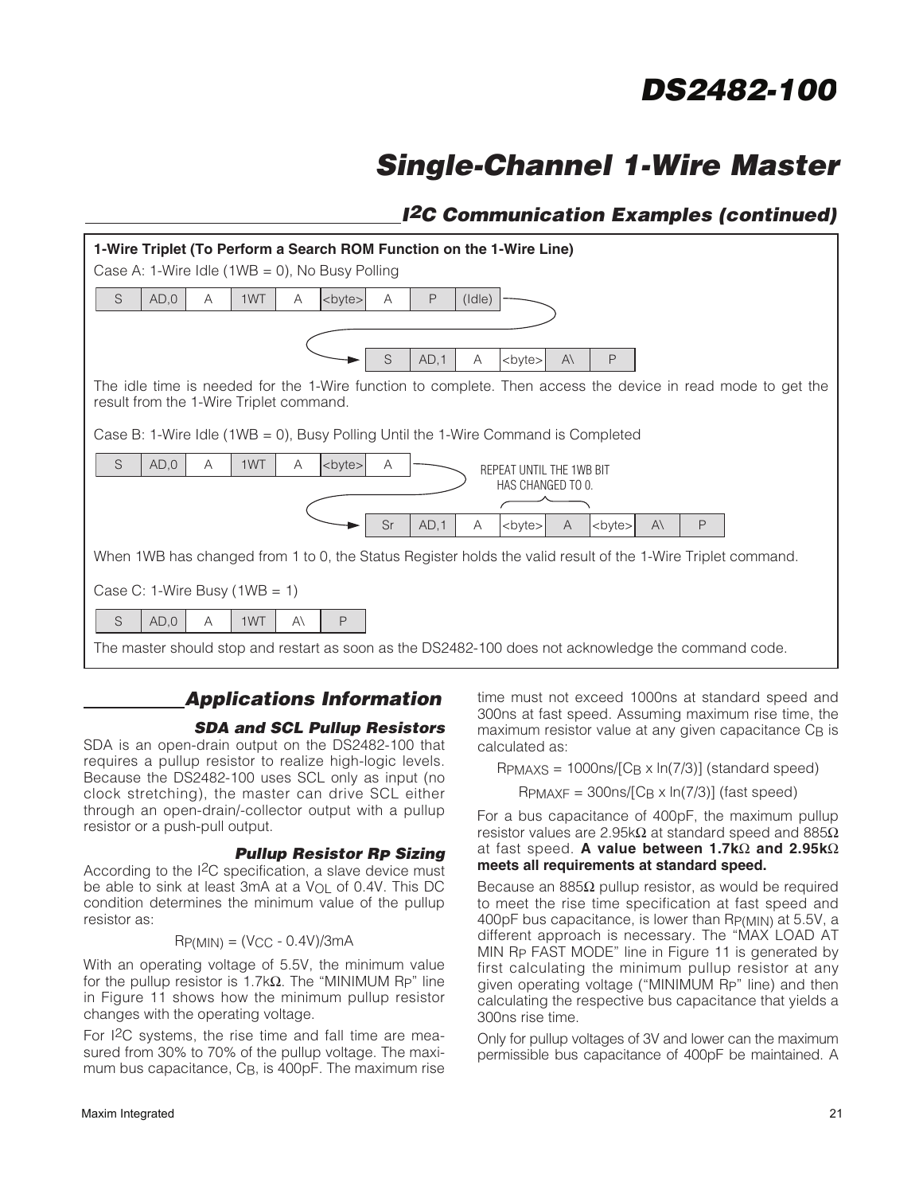## I2C Communication Examples (continued)

**1-Wire Triplet (To Perform a Search ROM Function on the 1-Wire Line)**

Case A: 1-Wire Idle (1WB = 0), No Busy Polling

| S | AD,0 | A | 1WT | A | <byte> | A | P | (Idle) |
|---|---|---|---|---|---|---|---|---|

| S | AD,1 | A | <byte> | A\ | P |
|---|---|---|---|---|---|

The idle time is needed for the 1-Wire function to complete. Then access the device in read mode to get the result from the 1-Wire Triplet command.

Case B: 1-Wire Idle (1WB = 0), Busy Polling Until the 1-Wire Command is Completed

| S | AD,0 | A | 1WT | A | <byte> | A |
|---|---|---|---|---|---|---|

| Sr | AD,1 | A | <byte> | A | <byte> | A\ | P |
|---|---|---|---|---|---|---|---|

REPEAT UNTIL THE 1WB BIT HAS CHANGED TO 0. (applies to "<byte> A")

When 1WB has changed from 1 to 0, the Status Register holds the valid result of the 1-Wire Triplet command.

Case C: 1-Wire Busy (1WB = 1)

| S | AD,0 | A | 1WT | A\ | P |
|---|---|---|---|---|---|

The master should stop and restart as soon as the DS2482-100 does not acknowledge the command code.

## Applications Information

### SDA and SCL Pullup Resistors

SDA is an open-drain output on the DS2482-100 that requires a pullup resistor to realize high-logic levels. Because the DS2482-100 uses SCL only as input (no clock stretching), the master can drive SCL either through an open-drain/-collector output with a pullup resistor or a push-pull output.

### Pullup Resistor $R_P$ Sizing

According to the I2C specification, a slave device must be able to sink at least 3mA at a $V_{OL}$ of 0.4V. This DC condition determines the minimum value of the pullup resistor as:

$$R_{P(MIN)} = (V_{CC} - 0.4V)/3mA$$

With an operating voltage of 5.5V, the minimum value for the pullup resistor is 1.7kΩ. The "MINIMUM $R_P$" line in Figure 11 shows how the minimum pullup resistor changes with the operating voltage.

For I2C systems, the rise time and fall time are measured from 30% to 70% of the pullup voltage. The maximum bus capacitance, $C_B$, is 400pF. The maximum rise time must not exceed 1000ns at standard speed and 300ns at fast speed. Assuming maximum rise time, the maximum resistor value at any given capacitance $C_B$ is calculated as:

$$R_{PMAXS} = 1000ns/[C_B \times \ln(7/3)] \text{ (standard speed)}$$

$$R_{PMAXF} = 300ns/[C_B \times \ln(7/3)] \text{ (fast speed)}$$

For a bus capacitance of 400pF, the maximum pullup resistor values are 2.95kΩ at standard speed and 885Ω at fast speed. **A value between 1.7kΩ and 2.95kΩ meets all requirements at standard speed.**

Because an 885Ω pullup resistor, as would be required to meet the rise time specification at fast speed and 400pF bus capacitance, is lower than $R_{P(MIN)}$ at 5.5V, a different approach is necessary. The "MAX LOAD AT MIN $R_P$ FAST MODE" line in Figure 11 is generated by first calculating the minimum pullup resistor at any given operating voltage ("MINIMUM $R_P$" line) and then calculating the respective bus capacitance that yields a 300ns rise time.

Only for pullup voltages of 3V and lower can the maximum permissible bus capacitance of 400pF be maintained. A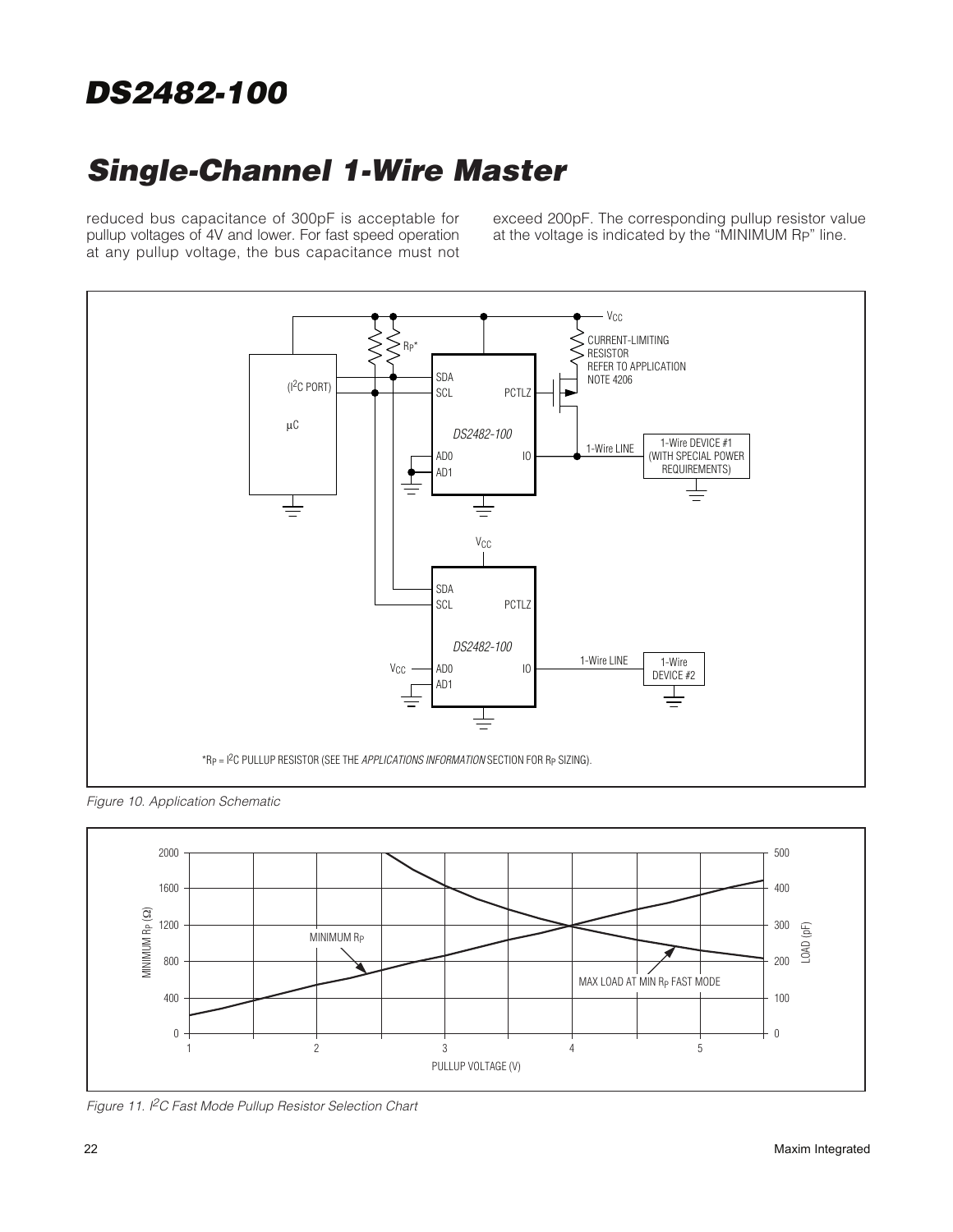reduced bus capacitance of 300pF is acceptable for pullup voltages of 4V and lower. For fast speed operation at any pullup voltage, the bus capacitance must not exceed 200pF. The corresponding pullup resistor value at the voltage is indicated by the "MINIMUM $R_P$" line.

*$R_P$ = $I^2C$ PULLUP RESISTOR (SEE THE *APPLICATIONS INFORMATION* SECTION FOR $R_P$ SIZING).

*Figure 10. Application Schematic*

*Figure 11. $I^2C$ Fast Mode Pullup Resistor Selection Chart*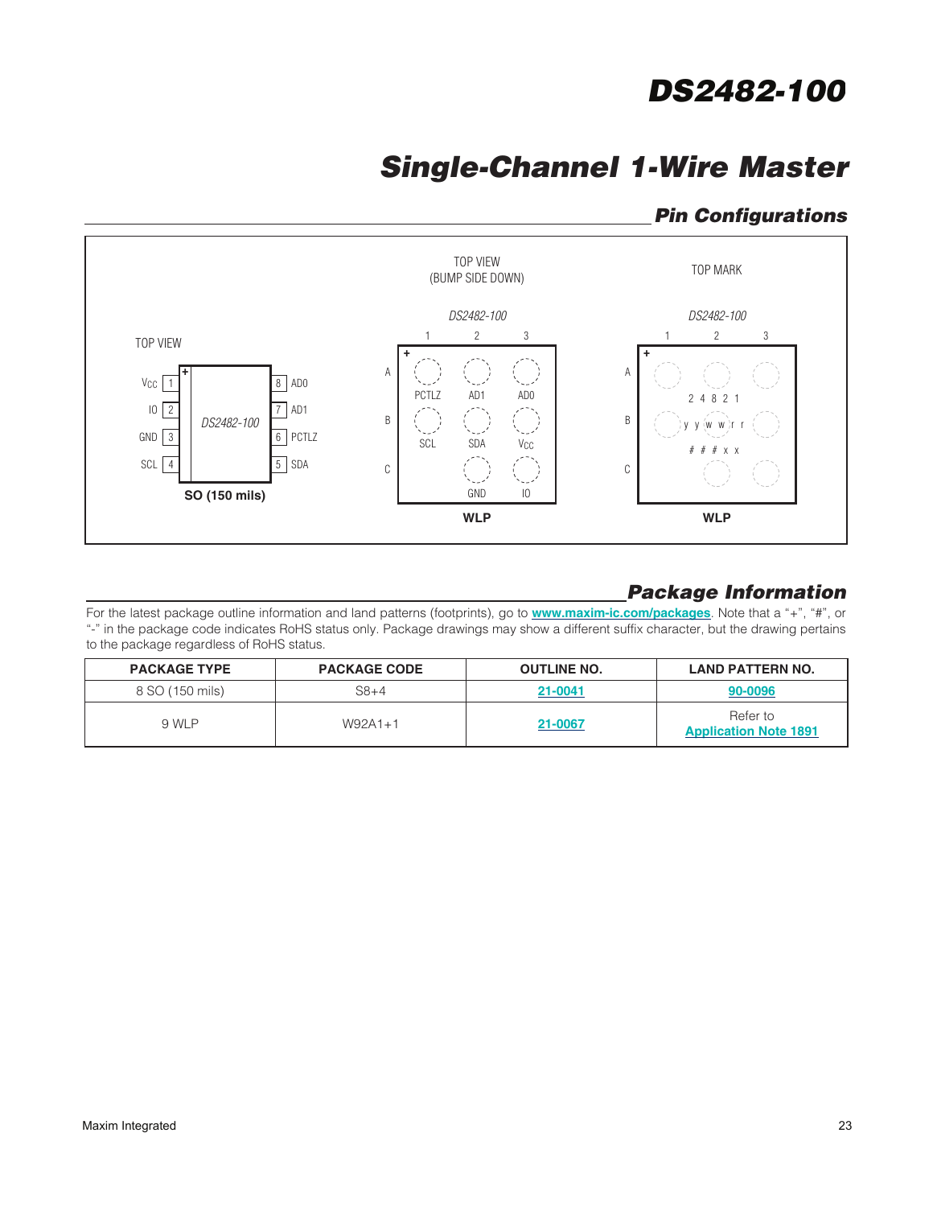## Pin Configurations

**SO (150 mils)** — TOP VIEW

| Pin | Name | Pin | Name |
|---|---|---|---|
| 1 | $V_{CC}$ | 8 | AD0 |
| 2 | IO | 7 | AD1 |
| 3 | GND | 6 | PCTLZ |
| 4 | SCL | 5 | SDA |

**WLP** — TOP VIEW (BUMP SIDE DOWN), DS2482-100

| | 1 | 2 | 3 |
|---|---|---|---|
| A | PCTLZ | AD1 | AD0 |
| B | SCL | SDA | $V_{CC}$ |
| C | | GND | IO |

**WLP** — TOP MARK, DS2482-100

2 4 8 2 1
y y w w r r
# # # x x

## Package Information

For the latest package outline information and land patterns (footprints), go to **www.maxim-ic.com/packages**. Note that a "+", "#", or "-" in the package code indicates RoHS status only. Package drawings may show a different suffix character, but the drawing pertains to the package regardless of RoHS status.

| PACKAGE TYPE | PACKAGE CODE | OUTLINE NO. | LAND PATTERN NO. |
|---|---|---|---|
| 8 SO (150 mils) | S8+4 | 21-0041 | 90-0096 |
| 9 WLP | W92A1+1 | 21-0067 | Refer to **Application Note 1891** |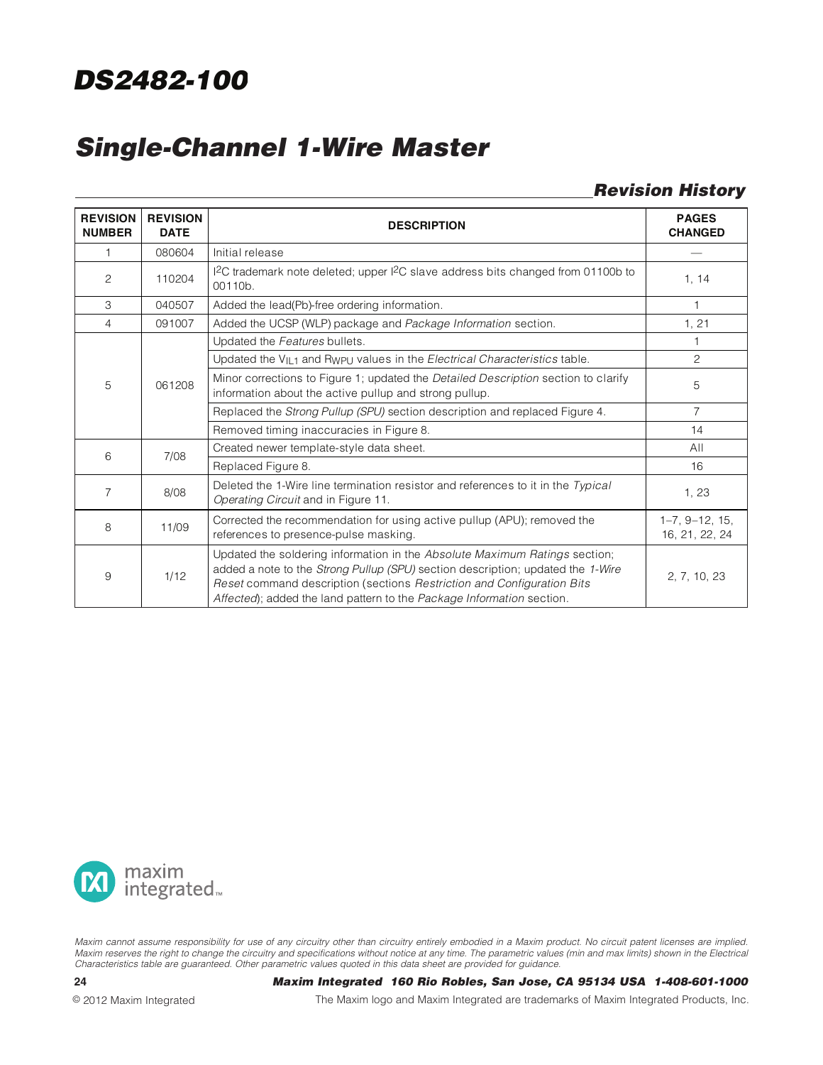# DS2482-100

## Single-Channel 1-Wire Master

### Revision History

| REVISION NUMBER | REVISION DATE | DESCRIPTION | PAGES CHANGED |
|---|---|---|---|
| 1 | 080604 | Initial release | — |
| 2 | 110204 | I2C trademark note deleted; upper I2C slave address bits changed from 01100b to 00110b. | 1, 14 |
| 3 | 040507 | Added the lead(Pb)-free ordering information. | 1 |
| 4 | 091007 | Added the UCSP (WLP) package and *Package Information* section. | 1, 21 |
| 5 | 061208 | Updated the *Features* bullets. | 1 |
| | | Updated the $V_{IL1}$ and $R_{WPU}$ values in the *Electrical Characteristics* table. | 2 |
| | | Minor corrections to Figure 1; updated the *Detailed Description* section to clarify information about the active pullup and strong pullup. | 5 |
| | | Replaced the *Strong Pullup (SPU)* section description and replaced Figure 4. | 7 |
| | | Removed timing inaccuracies in Figure 8. | 14 |
| 6 | 7/08 | Created newer template-style data sheet. | All |
| | | Replaced Figure 8. | 16 |
| 7 | 8/08 | Deleted the 1-Wire line termination resistor and references to it in the *Typical Operating Circuit* and in Figure 11. | 1, 23 |
| 8 | 11/09 | Corrected the recommendation for using active pullup (APU); removed the references to presence-pulse masking. | 1–7, 9–12, 15, 16, 21, 22, 24 |
| 9 | 1/12 | Updated the soldering information in the *Absolute Maximum Ratings* section; added a note to the *Strong Pullup (SPU)* section description; updated the *1-Wire Reset* command description (sections *Restriction and Configuration Bits Affected*); added the land pattern to the *Package Information* section. | 2, 7, 10, 23 |

maxim integrated™

*Maxim cannot assume responsibility for use of any circuitry other than circuitry entirely embodied in a Maxim product. No circuit patent licenses are implied. Maxim reserves the right to change the circuitry and specifications without notice at any time. The parametric values (min and max limits) shown in the Electrical Characteristics table are guaranteed. Other parametric values quoted in this data sheet are provided for guidance.*

**Maxim Integrated 160 Rio Robles, San Jose, CA 95134 USA 1-408-601-1000**

© 2012 Maxim Integrated

The Maxim logo and Maxim Integrated are trademarks of Maxim Integrated Products, Inc.